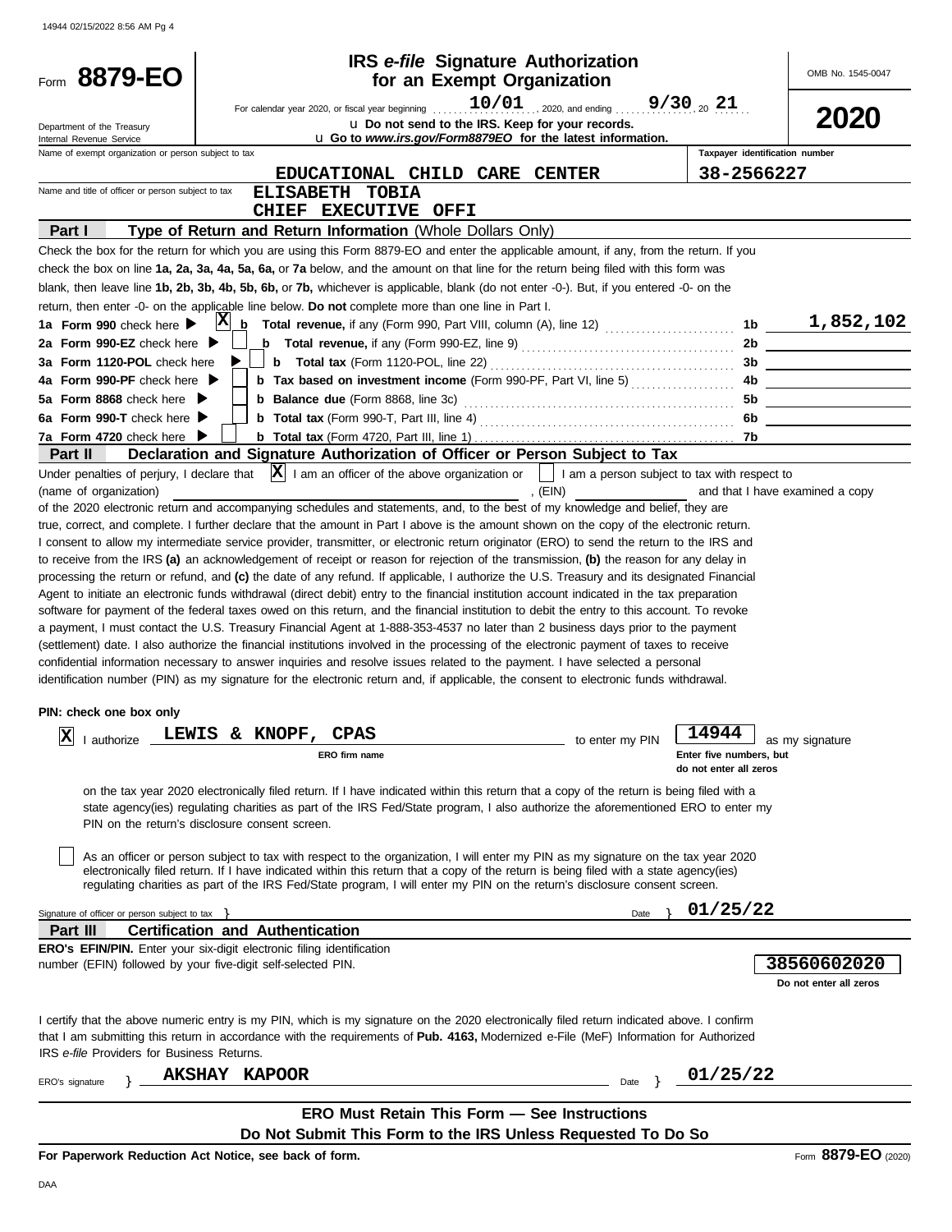# Form 8879-EO

**IRS e-file Signature Authorization for an Exempt Organization**

OMB No. 1545-0047

**2020**

For calendar year 2020, or fiscal year beginning 10/01, 2020, and ending 9/30, 20 21

u Do not send to the IRS. Keep for your records.

u Go to *www.irs.gov/Form8879EO* for the latest information.

Department of the Treasury
Internal Revenue Service

| Name of exempt organization or person subject to tax | Taxpayer identification number |
|---|---|
| EDUCATIONAL CHILD CARE CENTER | 38-2566227 |

Name and title of officer or person subject to tax: ELISABETH TOBIA
CHIEF EXECUTIVE OFFI

## Part I Type of Return and Return Information (Whole Dollars Only)

Check the box for the return for which you are using this Form 8879-EO and enter the applicable amount, if any, from the return. If you check the box on line **1a, 2a, 3a, 4a, 5a, 6a,** or **7a** below, and the amount on that line for the return being filed with this form was blank, then leave line **1b, 2b, 3b, 4b, 5b, 6b,** or **7b,** whichever is applicable, blank (do not enter -0-). But, if you entered -0- on the return, then enter -0- on the applicable line below. **Do not** complete more than one line in Part I.

| Line | Check | Description | | Amount |
|---|---|---|---|---|
| 1a Form 990 check here | X | b Total revenue, if any (Form 990, Part VIII, column (A), line 12) | 1b | 1,852,102 |
| 2a Form 990-EZ check here | | b Total revenue, if any (Form 990-EZ, line 9) | 2b | |
| 3a Form 1120-POL check here | | b Total tax (Form 1120-POL, line 22) | 3b | |
| 4a Form 990-PF check here | | b Tax based on investment income (Form 990-PF, Part VI, line 5) | 4b | |
| 5a Form 8868 check here | | b Balance due (Form 8868, line 3c) | 5b | |
| 6a Form 990-T check here | | b Total tax (Form 990-T, Part III, line 4) | 6b | |
| 7a Form 4720 check here | | b Total tax (Form 4720, Part III, line 1) | 7b | |

## Part II Declaration and Signature Authorization of Officer or Person Subject to Tax

Under penalties of perjury, I declare that [X] I am an officer of the above organization or [ ] I am a person subject to tax with respect to (name of organization) \_\_\_\_\_\_\_\_, (EIN) \_\_\_\_\_\_\_\_ and that I have examined a copy of the 2020 electronic return and accompanying schedules and statements, and, to the best of my knowledge and belief, they are true, correct, and complete. I further declare that the amount in Part I above is the amount shown on the copy of the electronic return. I consent to allow my intermediate service provider, transmitter, or electronic return originator (ERO) to send the return to the IRS and to receive from the IRS **(a)** an acknowledgement of receipt or reason for rejection of the transmission, **(b)** the reason for any delay in processing the return or refund, and **(c)** the date of any refund. If applicable, I authorize the U.S. Treasury and its designated Financial Agent to initiate an electronic funds withdrawal (direct debit) entry to the financial institution account indicated in the tax preparation software for payment of the federal taxes owed on this return, and the financial institution to debit the entry to this account. To revoke a payment, I must contact the U.S. Treasury Financial Agent at 1-888-353-4537 no later than 2 business days prior to the payment (settlement) date. I also authorize the financial institutions involved in the processing of the electronic payment of taxes to receive confidential information necessary to answer inquiries and resolve issues related to the payment. I have selected a personal identification number (PIN) as my signature for the electronic return and, if applicable, the consent to electronic funds withdrawal.

**PIN: check one box only**

[X] I authorize LEWIS & KNOPF, CPAS (ERO firm name) to enter my PIN 14944 (Enter five numbers, but do not enter all zeros) as my signature on the tax year 2020 electronically filed return. If I have indicated within this return that a copy of the return is being filed with a state agency(ies) regulating charities as part of the IRS Fed/State program, I also authorize the aforementioned ERO to enter my PIN on the return's disclosure consent screen.

[ ] As an officer or person subject to tax with respect to the organization, I will enter my PIN as my signature on the tax year 2020 electronically filed return. If I have indicated within this return that a copy of the return is being filed with a state agency(ies) regulating charities as part of the IRS Fed/State program, I will enter my PIN on the return's disclosure consent screen.

Signature of officer or person subject to tax } \_\_\_\_\_\_\_\_ Date } 01/25/22

## Part III Certification and Authentication

**ERO's EFIN/PIN.** Enter your six-digit electronic filing identification number (EFIN) followed by your five-digit self-selected PIN.

38560602020
**Do not enter all zeros**

I certify that the above numeric entry is my PIN, which is my signature on the 2020 electronically filed return indicated above. I confirm that I am submitting this return in accordance with the requirements of **Pub. 4163,** Modernized e-File (MeF) Information for Authorized IRS *e-file* Providers for Business Returns.

ERO's signature } AKSHAY KAPOOR Date } 01/25/22

**ERO Must Retain This Form — See Instructions**

**Do Not Submit This Form to the IRS Unless Requested To Do So**

**For Paperwork Reduction Act Notice, see back of form.**

Form **8879-EO** (2020)

DAA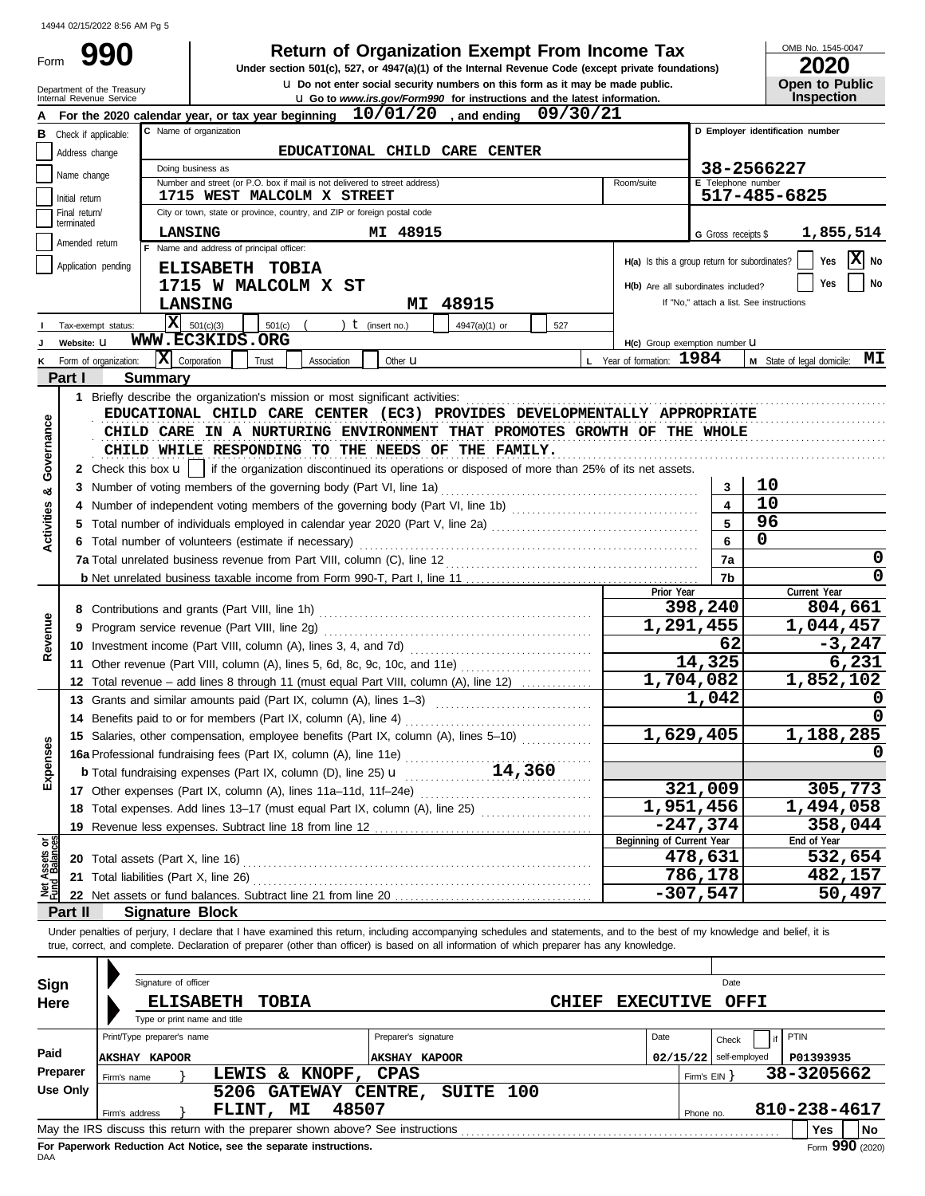14944 02/15/2022 8:56 AM Pg 5

# Form 990 — Return of Organization Exempt From Income Tax

Under section 501(c), 527, or 4947(a)(1) of the Internal Revenue Code (except private foundations)

u Do not enter social security numbers on this form as it may be made public.

u Go to *www.irs.gov/Form990* for instructions and the latest information.

Department of the Treasury
Internal Revenue Service

OMB No. 1545-0047

**2020**

**Open to Public Inspection**

**A** For the 2020 calendar year, or tax year beginning **10/01/20**, and ending **09/30/21**

**B** Check if applicable:
- Address change
- Name change
- Initial return
- Final return/terminated
- Amended return
- Application pending

**C** Name of organization: **EDUCATIONAL CHILD CARE CENTER**

Doing business as

Number and street (or P.O. box if mail is not delivered to street address): **1715 WEST MALCOLM X STREET** Room/suite

City or town, state or province, country, and ZIP or foreign postal code: **LANSING MI 48915**

**D** Employer identification number: **38-2566227**

**E** Telephone number: **517-485-6825**

**G** Gross receipts $ **1,855,514**

**F** Name and address of principal officer:
**ELISABETH TOBIA**
**1715 W MALCOLM X ST**
**LANSING MI 48915**

**H(a)** Is this a group return for subordinates? Yes [ ] No [X]

**H(b)** Are all subordinates included? Yes [ ] No [ ]
If "No," attach a list. See instructions

**I** Tax-exempt status: [X] 501(c)(3) [ ] 501(c) ( ) t (insert no.) [ ] 4947(a)(1) or [ ] 527

**J** Website: u **WWW.EC3KIDS.ORG**

**H(c)** Group exemption number u

**K** Form of organization: [X] Corporation [ ] Trust [ ] Association [ ] Other u

**L** Year of formation: **1984**

**M** State of legal domicile: **MI**

## Part I Summary

### Activities & Governance

1 Briefly describe the organization's mission or most significant activities:
EDUCATIONAL CHILD CARE CENTER (EC3) PROVIDES DEVELOPMENTALLY APPROPRIATE CHILD CARE IN A NURTURING ENVIRONMENT THAT PROMOTES GROWTH OF THE WHOLE CHILD WHILE RESPONDING TO THE NEEDS OF THE FAMILY.

2 Check this box u [ ] if the organization discontinued its operations or disposed of more than 25% of its net assets.

| Line | Description | No. | Value |
|---|---|---|---|
| 3 | Number of voting members of the governing body (Part VI, line 1a) | 3 | 10 |
| 4 | Number of independent voting members of the governing body (Part VI, line 1b) | 4 | 10 |
| 5 | Total number of individuals employed in calendar year 2020 (Part V, line 2a) | 5 | 96 |
| 6 | Total number of volunteers (estimate if necessary) | 6 | 0 |
| 7a | Total unrelated business revenue from Part VIII, column (C), line 12 | 7a | 0 |
| b | Net unrelated business taxable income from Form 990-T, Part I, line 11 | 7b | 0 |

### Revenue, Expenses, Net Assets

| Line | Description | Prior Year | Current Year |
|---|---|---|---|
| 8 | Contributions and grants (Part VIII, line 1h) | 398,240 | 804,661 |
| 9 | Program service revenue (Part VIII, line 2g) | 1,291,455 | 1,044,457 |
| 10 | Investment income (Part VIII, column (A), lines 3, 4, and 7d) | 62 | -3,247 |
| 11 | Other revenue (Part VIII, column (A), lines 5, 6d, 8c, 9c, 10c, and 11e) | 14,325 | 6,231 |
| 12 | Total revenue – add lines 8 through 11 (must equal Part VIII, column (A), line 12) | 1,704,082 | 1,852,102 |
| 13 | Grants and similar amounts paid (Part IX, column (A), lines 1–3) | 1,042 | 0 |
| 14 | Benefits paid to or for members (Part IX, column (A), line 4) | | 0 |
| 15 | Salaries, other compensation, employee benefits (Part IX, column (A), lines 5–10) | 1,629,405 | 1,188,285 |
| 16a | Professional fundraising fees (Part IX, column (A), line 11e) | | 0 |
| b | Total fundraising expenses (Part IX, column (D), line 25) u 14,360 | | |
| 17 | Other expenses (Part IX, column (A), lines 11a–11d, 11f–24e) | 321,009 | 305,773 |
| 18 | Total expenses. Add lines 13–17 (must equal Part IX, column (A), line 25) | 1,951,456 | 1,494,058 |
| 19 | Revenue less expenses. Subtract line 18 from line 12 | -247,374 | 358,044 |

| Line | Description | Beginning of Current Year | End of Year |
|---|---|---|---|
| 20 | Total assets (Part X, line 16) | 478,631 | 532,654 |
| 21 | Total liabilities (Part X, line 26) | 786,178 | 482,157 |
| 22 | Net assets or fund balances. Subtract line 21 from line 20 | -307,547 | 50,497 |

## Part II Signature Block

Under penalties of perjury, I declare that I have examined this return, including accompanying schedules and statements, and to the best of my knowledge and belief, it is true, correct, and complete. Declaration of preparer (other than officer) is based on all information of which preparer has any knowledge.

**Sign Here**

Signature of officer — Date

**ELISABETH TOBIA — CHIEF EXECUTIVE OFFI**

Type or print name and title

**Paid Preparer Use Only**

| Print/Type preparer's name | Preparer's signature | Date | Check if self-employed | PTIN |
|---|---|---|---|---|
| AKSHAY KAPOOR | AKSHAY KAPOOR | 02/15/22 | | P01393935 |

Firm's name } **LEWIS & KNOPF, CPAS** — Firm's EIN } **38-3205662**

Firm's address } **5206 GATEWAY CENTRE, SUITE 100, FLINT, MI 48507** — Phone no. **810-238-4617**

May the IRS discuss this return with the preparer shown above? See instructions — Yes [ ] No [ ]

**For Paperwork Reduction Act Notice, see the separate instructions.**

DAA — Form **990** (2020)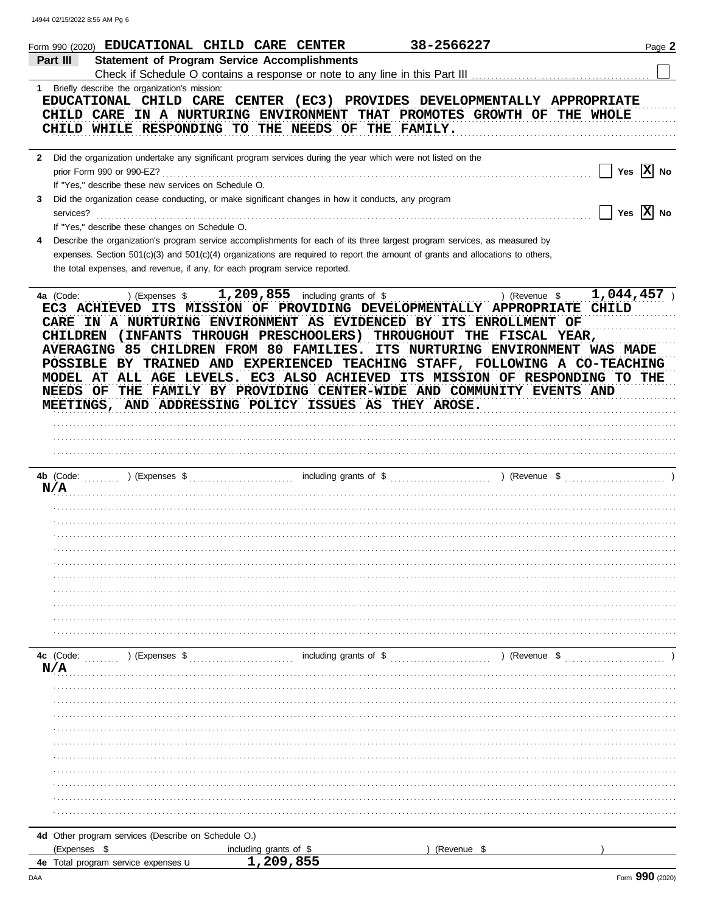Form 990 (2020) **EDUCATIONAL CHILD CARE CENTER** **38-2566227** Page **2**

## Part III Statement of Program Service Accomplishments

Check if Schedule O contains a response or note to any line in this Part III ☐

**1** Briefly describe the organization's mission:

EDUCATIONAL CHILD CARE CENTER (EC3) PROVIDES DEVELOPMENTALLY APPROPRIATE CHILD CARE IN A NURTURING ENVIRONMENT THAT PROMOTES GROWTH OF THE WHOLE CHILD WHILE RESPONDING TO THE NEEDS OF THE FAMILY.

**2** Did the organization undertake any significant program services during the year which were not listed on the prior Form 990 or 990-EZ? ☐ Yes ☒ No

If "Yes," describe these new services on Schedule O.

**3** Did the organization cease conducting, or make significant changes in how it conducts, any program services? ☐ Yes ☒ No

If "Yes," describe these changes on Schedule O.

**4** Describe the organization's program service accomplishments for each of its three largest program services, as measured by expenses. Section 501(c)(3) and 501(c)(4) organizations are required to report the amount of grants and allocations to others, the total expenses, and revenue, if any, for each program service reported.

**4a** (Code: ) (Expenses $ 1,209,855 including grants of $ ) (Revenue $ 1,044,457 )

EC3 ACHIEVED ITS MISSION OF PROVIDING DEVELOPMENTALLY APPROPRIATE CHILD CARE IN A NURTURING ENVIRONMENT AS EVIDENCED BY ITS ENROLLMENT OF CHILDREN (INFANTS THROUGH PRESCHOOLERS) THROUGHOUT THE FISCAL YEAR, AVERAGING 85 CHILDREN FROM 80 FAMILIES. ITS NURTURING ENVIRONMENT WAS MADE POSSIBLE BY TRAINED AND EXPERIENCED TEACHING STAFF, FOLLOWING A CO-TEACHING MODEL AT ALL AGE LEVELS. EC3 ALSO ACHIEVED ITS MISSION OF RESPONDING TO THE NEEDS OF THE FAMILY BY PROVIDING CENTER-WIDE AND COMMUNITY EVENTS AND MEETINGS, AND ADDRESSING POLICY ISSUES AS THEY AROSE.

**4b** (Code: ) (Expenses $ including grants of $ ) (Revenue $ )

N/A

**4c** (Code: ) (Expenses $ including grants of $ ) (Revenue $ )

N/A

**4d** Other program services (Describe on Schedule O.)

(Expenses $ including grants of $ ) (Revenue $ )

**4e** Total program service expenses ▶ 1,209,855

Form **990** (2020)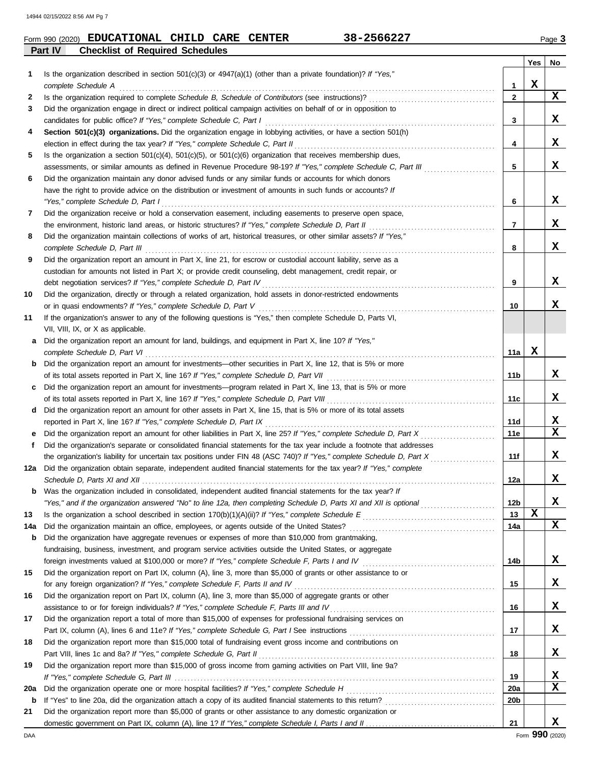Form 990 (2020) **EDUCATIONAL CHILD CARE CENTER** **38-2566227** Page **3**

**Part IV Checklist of Required Schedules**

| | | | Yes | No |
|---|---|---|---|---|
| **1** | Is the organization described in section 501(c)(3) or 4947(a)(1) (other than a private foundation)? *If "Yes," complete Schedule A* | **1** | X | |
| **2** | Is the organization required to complete *Schedule B, Schedule of Contributors* (see instructions)? | **2** | | X |
| **3** | Did the organization engage in direct or indirect political campaign activities on behalf of or in opposition to candidates for public office? *If "Yes," complete Schedule C, Part I* | **3** | | X |
| **4** | **Section 501(c)(3) organizations.** Did the organization engage in lobbying activities, or have a section 501(h) election in effect during the tax year? *If "Yes," complete Schedule C, Part II* | **4** | | X |
| **5** | Is the organization a section 501(c)(4), 501(c)(5), or 501(c)(6) organization that receives membership dues, assessments, or similar amounts as defined in Revenue Procedure 98-19? *If "Yes," complete Schedule C, Part III* | **5** | | X |
| **6** | Did the organization maintain any donor advised funds or any similar funds or accounts for which donors have the right to provide advice on the distribution or investment of amounts in such funds or accounts? *If "Yes," complete Schedule D, Part I* | **6** | | X |
| **7** | Did the organization receive or hold a conservation easement, including easements to preserve open space, the environment, historic land areas, or historic structures? *If "Yes," complete Schedule D, Part II* | **7** | | X |
| **8** | Did the organization maintain collections of works of art, historical treasures, or other similar assets? *If "Yes," complete Schedule D, Part III* | **8** | | X |
| **9** | Did the organization report an amount in Part X, line 21, for escrow or custodial account liability, serve as a custodian for amounts not listed in Part X; or provide credit counseling, debt management, credit repair, or debt negotiation services? *If "Yes," complete Schedule D, Part IV* | **9** | | X |
| **10** | Did the organization, directly or through a related organization, hold assets in donor-restricted endowments or in quasi endowments? *If "Yes," complete Schedule D, Part V* | **10** | | X |
| **11** | If the organization's answer to any of the following questions is "Yes," then complete Schedule D, Parts VI, VII, VIII, IX, or X as applicable. | | | |
| **a** | Did the organization report an amount for land, buildings, and equipment in Part X, line 10? *If "Yes," complete Schedule D, Part VI* | **11a** | X | |
| **b** | Did the organization report an amount for investments—other securities in Part X, line 12, that is 5% or more of its total assets reported in Part X, line 16? *If "Yes," complete Schedule D, Part VII* | **11b** | | X |
| **c** | Did the organization report an amount for investments—program related in Part X, line 13, that is 5% or more of its total assets reported in Part X, line 16? *If "Yes," complete Schedule D, Part VIII* | **11c** | | X |
| **d** | Did the organization report an amount for other assets in Part X, line 15, that is 5% or more of its total assets reported in Part X, line 16? *If "Yes," complete Schedule D, Part IX* | **11d** | | X |
| **e** | Did the organization report an amount for other liabilities in Part X, line 25? *If "Yes," complete Schedule D, Part X* | **11e** | | X |
| **f** | Did the organization's separate or consolidated financial statements for the tax year include a footnote that addresses the organization's liability for uncertain tax positions under FIN 48 (ASC 740)? *If "Yes," complete Schedule D, Part X* | **11f** | | X |
| **12a** | Did the organization obtain separate, independent audited financial statements for the tax year? *If "Yes," complete Schedule D, Parts XI and XII* | **12a** | | X |
| **b** | Was the organization included in consolidated, independent audited financial statements for the tax year? *If "Yes," and if the organization answered "No" to line 12a, then completing Schedule D, Parts XI and XII is optional* | **12b** | | X |
| **13** | Is the organization a school described in section 170(b)(1)(A)(ii)? *If "Yes," complete Schedule E* | **13** | X | |
| **14a** | Did the organization maintain an office, employees, or agents outside of the United States? | **14a** | | X |
| **b** | Did the organization have aggregate revenues or expenses of more than $10,000 from grantmaking, fundraising, business, investment, and program service activities outside the United States, or aggregate foreign investments valued at $100,000 or more? *If "Yes," complete Schedule F, Parts I and IV* | **14b** | | X |
| **15** | Did the organization report on Part IX, column (A), line 3, more than $5,000 of grants or other assistance to or for any foreign organization? *If "Yes," complete Schedule F, Parts II and IV* | **15** | | X |
| **16** | Did the organization report on Part IX, column (A), line 3, more than $5,000 of aggregate grants or other assistance to or for foreign individuals? *If "Yes," complete Schedule F, Parts III and IV* | **16** | | X |
| **17** | Did the organization report a total of more than $15,000 of expenses for professional fundraising services on Part IX, column (A), lines 6 and 11e? *If "Yes," complete Schedule G, Part I* See instructions | **17** | | X |
| **18** | Did the organization report more than $15,000 total of fundraising event gross income and contributions on Part VIII, lines 1c and 8a? *If "Yes," complete Schedule G, Part II* | **18** | | X |
| **19** | Did the organization report more than $15,000 of gross income from gaming activities on Part VIII, line 9a? *If "Yes," complete Schedule G, Part III* | **19** | | X |
| **20a** | Did the organization operate one or more hospital facilities? *If "Yes," complete Schedule H* | **20a** | | X |
| **b** | If "Yes" to line 20a, did the organization attach a copy of its audited financial statements to this return? | **20b** | | |
| **21** | Did the organization report more than $5,000 of grants or other assistance to any domestic organization or domestic government on Part IX, column (A), line 1? *If "Yes," complete Schedule I, Parts I and II* | **21** | | X |

DAA Form **990** (2020)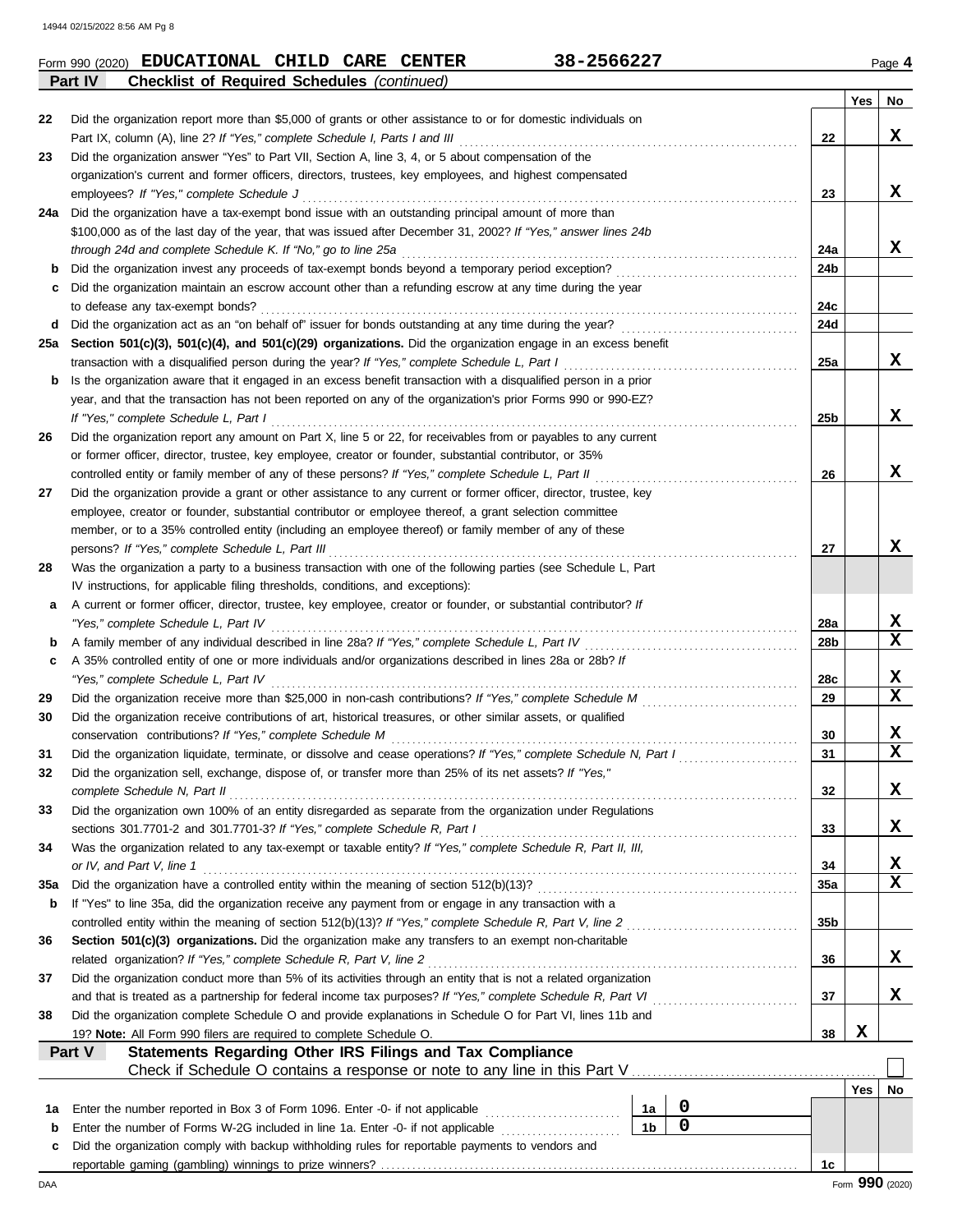Form 990 (2020) **EDUCATIONAL CHILD CARE CENTER** **38-2566227** Page **4**

**Part IV** **Checklist of Required Schedules** *(continued)*

| | | | Yes | No |
|---|---|---|---|---|
| 22 | Did the organization report more than $5,000 of grants or other assistance to or for domestic individuals on Part IX, column (A), line 2? *If "Yes," complete Schedule I, Parts I and III* | 22 | | X |
| 23 | Did the organization answer "Yes" to Part VII, Section A, line 3, 4, or 5 about compensation of the organization's current and former officers, directors, trustees, key employees, and highest compensated employees? *If "Yes," complete Schedule J* | 23 | | X |
| 24a | Did the organization have a tax-exempt bond issue with an outstanding principal amount of more than $100,000 as of the last day of the year, that was issued after December 31, 2002? *If "Yes," answer lines 24b through 24d and complete Schedule K. If "No," go to line 25a* | 24a | | X |
| b | Did the organization invest any proceeds of tax-exempt bonds beyond a temporary period exception? | 24b | | |
| c | Did the organization maintain an escrow account other than a refunding escrow at any time during the year to defease any tax-exempt bonds? | 24c | | |
| d | Did the organization act as an "on behalf of" issuer for bonds outstanding at any time during the year? | 24d | | |
| 25a | **Section 501(c)(3), 501(c)(4), and 501(c)(29) organizations.** Did the organization engage in an excess benefit transaction with a disqualified person during the year? *If "Yes," complete Schedule L, Part I* | 25a | | X |
| b | Is the organization aware that it engaged in an excess benefit transaction with a disqualified person in a prior year, and that the transaction has not been reported on any of the organization's prior Forms 990 or 990-EZ? *If "Yes," complete Schedule L, Part I* | 25b | | X |
| 26 | Did the organization report any amount on Part X, line 5 or 22, for receivables from or payables to any current or former officer, director, trustee, key employee, creator or founder, substantial contributor, or 35% controlled entity or family member of any of these persons? *If "Yes," complete Schedule L, Part II* | 26 | | X |
| 27 | Did the organization provide a grant or other assistance to any current or former officer, director, trustee, key employee, creator or founder, substantial contributor or employee thereof, a grant selection committee member, or to a 35% controlled entity (including an employee thereof) or family member of any of these persons? *If "Yes," complete Schedule L, Part III* | 27 | | X |
| 28 | Was the organization a party to a business transaction with one of the following parties (see Schedule L, Part IV instructions, for applicable filing thresholds, conditions, and exceptions): | | | |
| a | A current or former officer, director, trustee, key employee, creator or founder, or substantial contributor? *If "Yes," complete Schedule L, Part IV* | 28a | | X |
| b | A family member of any individual described in line 28a? *If "Yes," complete Schedule L, Part IV* | 28b | | X |
| c | A 35% controlled entity of one or more individuals and/or organizations described in lines 28a or 28b? *If "Yes," complete Schedule L, Part IV* | 28c | | X |
| 29 | Did the organization receive more than $25,000 in non-cash contributions? *If "Yes," complete Schedule M* | 29 | | X |
| 30 | Did the organization receive contributions of art, historical treasures, or other similar assets, or qualified conservation contributions? *If "Yes," complete Schedule M* | 30 | | X |
| 31 | Did the organization liquidate, terminate, or dissolve and cease operations? *If "Yes," complete Schedule N, Part I* | 31 | | X |
| 32 | Did the organization sell, exchange, dispose of, or transfer more than 25% of its net assets? *If "Yes," complete Schedule N, Part II* | 32 | | X |
| 33 | Did the organization own 100% of an entity disregarded as separate from the organization under Regulations sections 301.7701-2 and 301.7701-3? *If "Yes," complete Schedule R, Part I* | 33 | | X |
| 34 | Was the organization related to any tax-exempt or taxable entity? *If "Yes," complete Schedule R, Part II, III, or IV, and Part V, line 1* | 34 | | X |
| 35a | Did the organization have a controlled entity within the meaning of section 512(b)(13)? | 35a | | X |
| b | If "Yes" to line 35a, did the organization receive any payment from or engage in any transaction with a controlled entity within the meaning of section 512(b)(13)? *If "Yes," complete Schedule R, Part V, line 2* | 35b | | |
| 36 | **Section 501(c)(3) organizations.** Did the organization make any transfers to an exempt non-charitable related organization? *If "Yes," complete Schedule R, Part V, line 2* | 36 | | X |
| 37 | Did the organization conduct more than 5% of its activities through an entity that is not a related organization and that is treated as a partnership for federal income tax purposes? *If "Yes," complete Schedule R, Part VI* | 37 | | X |
| 38 | Did the organization complete Schedule O and provide explanations in Schedule O for Part VI, lines 11b and 19? **Note:** All Form 990 filers are required to complete Schedule O. | 38 | X | |

**Part V** **Statements Regarding Other IRS Filings and Tax Compliance**

Check if Schedule O contains a response or note to any line in this Part V ☐

| | | | | | Yes | No |
|---|---|---|---|---|---|---|
| 1a | Enter the number reported in Box 3 of Form 1096. Enter -0- if not applicable | 1a | 0 | | | |
| b | Enter the number of Forms W-2G included in line 1a. Enter -0- if not applicable | 1b | 0 | | | |
| c | Did the organization comply with backup withholding rules for reportable payments to vendors and reportable gaming (gambling) winnings to prize winners? | | | 1c | | |

Form **990** (2020)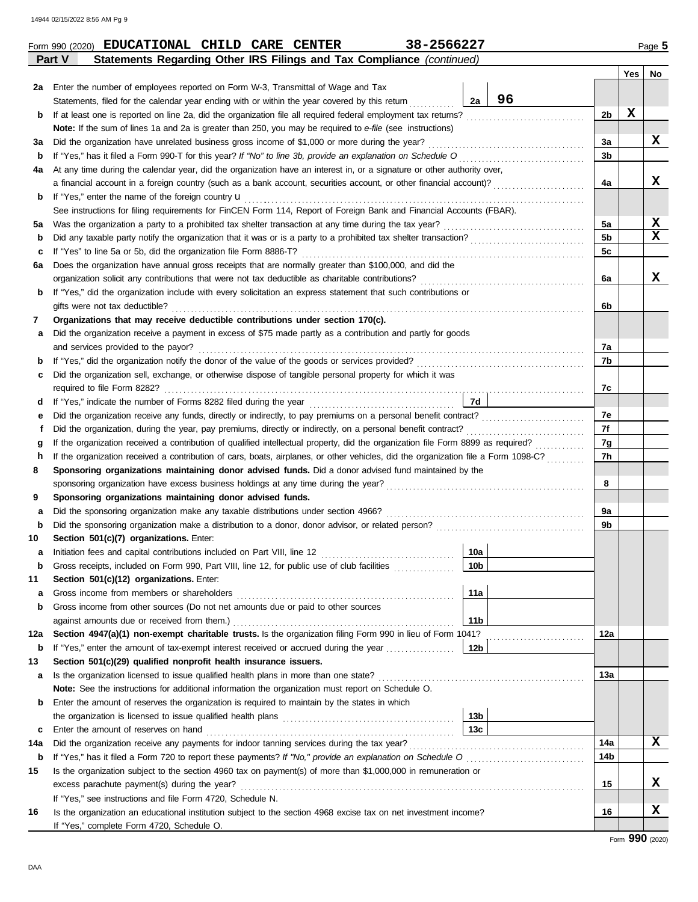Form 990 (2020) **EDUCATIONAL CHILD CARE CENTER** **38-2566227** Page **5**

**Part V** **Statements Regarding Other IRS Filings and Tax Compliance** *(continued)*

| | | | | | Yes | No |
|---|---|---|---|---|---|---|
| **2a** | Enter the number of employees reported on Form W-3, Transmittal of Wage and Tax Statements, filed for the calendar year ending with or within the year covered by this return | 2a | 96 | | | |
| **b** | If at least one is reported on line 2a, did the organization file all required federal employment tax returns? | | | 2b | X | |
| | **Note:** If the sum of lines 1a and 2a is greater than 250, you may be required to *e-file* (see instructions) | | | | | |
| **3a** | Did the organization have unrelated business gross income of $1,000 or more during the year? | | | 3a | | X |
| **b** | If "Yes," has it filed a Form 990-T for this year? *If "No" to line 3b, provide an explanation on Schedule O* | | | 3b | | |
| **4a** | At any time during the calendar year, did the organization have an interest in, or a signature or other authority over, a financial account in a foreign country (such as a bank account, securities account, or other financial account)? | | | 4a | | X |
| **b** | If "Yes," enter the name of the foreign country u | | | | | |
| | See instructions for filing requirements for FinCEN Form 114, Report of Foreign Bank and Financial Accounts (FBAR). | | | | | |
| **5a** | Was the organization a party to a prohibited tax shelter transaction at any time during the tax year? | | | 5a | | X |
| **b** | Did any taxable party notify the organization that it was or is a party to a prohibited tax shelter transaction? | | | 5b | | X |
| **c** | If "Yes" to line 5a or 5b, did the organization file Form 8886-T? | | | 5c | | |
| **6a** | Does the organization have annual gross receipts that are normally greater than $100,000, and did the organization solicit any contributions that were not tax deductible as charitable contributions? | | | 6a | | X |
| **b** | If "Yes," did the organization include with every solicitation an express statement that such contributions or gifts were not tax deductible? | | | 6b | | |
| **7** | **Organizations that may receive deductible contributions under section 170(c).** | | | | | |
| **a** | Did the organization receive a payment in excess of $75 made partly as a contribution and partly for goods and services provided to the payor? | | | 7a | | |
| **b** | If "Yes," did the organization notify the donor of the value of the goods or services provided? | | | 7b | | |
| **c** | Did the organization sell, exchange, or otherwise dispose of tangible personal property for which it was required to file Form 8282? | | | 7c | | |
| **d** | If "Yes," indicate the number of Forms 8282 filed during the year | 7d | | | | |
| **e** | Did the organization receive any funds, directly or indirectly, to pay premiums on a personal benefit contract? | | | 7e | | |
| **f** | Did the organization, during the year, pay premiums, directly or indirectly, on a personal benefit contract? | | | 7f | | |
| **g** | If the organization received a contribution of qualified intellectual property, did the organization file Form 8899 as required? | | | 7g | | |
| **h** | If the organization received a contribution of cars, boats, airplanes, or other vehicles, did the organization file a Form 1098-C? | | | 7h | | |
| **8** | **Sponsoring organizations maintaining donor advised funds.** Did a donor advised fund maintained by the sponsoring organization have excess business holdings at any time during the year? | | | 8 | | |
| **9** | **Sponsoring organizations maintaining donor advised funds.** | | | | | |
| **a** | Did the sponsoring organization make any taxable distributions under section 4966? | | | 9a | | |
| **b** | Did the sponsoring organization make a distribution to a donor, donor advisor, or related person? | | | 9b | | |
| **10** | **Section 501(c)(7) organizations.** Enter: | | | | | |
| **a** | Initiation fees and capital contributions included on Part VIII, line 12 | 10a | | | | |
| **b** | Gross receipts, included on Form 990, Part VIII, line 12, for public use of club facilities | 10b | | | | |
| **11** | **Section 501(c)(12) organizations.** Enter: | | | | | |
| **a** | Gross income from members or shareholders | 11a | | | | |
| **b** | Gross income from other sources (Do not net amounts due or paid to other sources against amounts due or received from them.) | 11b | | | | |
| **12a** | **Section 4947(a)(1) non-exempt charitable trusts.** Is the organization filing Form 990 in lieu of Form 1041? | | | 12a | | |
| **b** | If "Yes," enter the amount of tax-exempt interest received or accrued during the year | 12b | | | | |
| **13** | **Section 501(c)(29) qualified nonprofit health insurance issuers.** | | | | | |
| **a** | Is the organization licensed to issue qualified health plans in more than one state? | | | 13a | | |
| | **Note:** See the instructions for additional information the organization must report on Schedule O. | | | | | |
| **b** | Enter the amount of reserves the organization is required to maintain by the states in which the organization is licensed to issue qualified health plans | 13b | | | | |
| **c** | Enter the amount of reserves on hand | 13c | | | | |
| **14a** | Did the organization receive any payments for indoor tanning services during the tax year? | | | 14a | | X |
| **b** | If "Yes," has it filed a Form 720 to report these payments? *If "No," provide an explanation on Schedule O* | | | 14b | | |
| **15** | Is the organization subject to the section 4960 tax on payment(s) of more than $1,000,000 in remuneration or excess parachute payment(s) during the year? | | | 15 | | X |
| | If "Yes," see instructions and file Form 4720, Schedule N. | | | | | |
| **16** | Is the organization an educational institution subject to the section 4968 excise tax on net investment income? | | | 16 | | X |
| | If "Yes," complete Form 4720, Schedule O. | | | | | |

Form **990** (2020)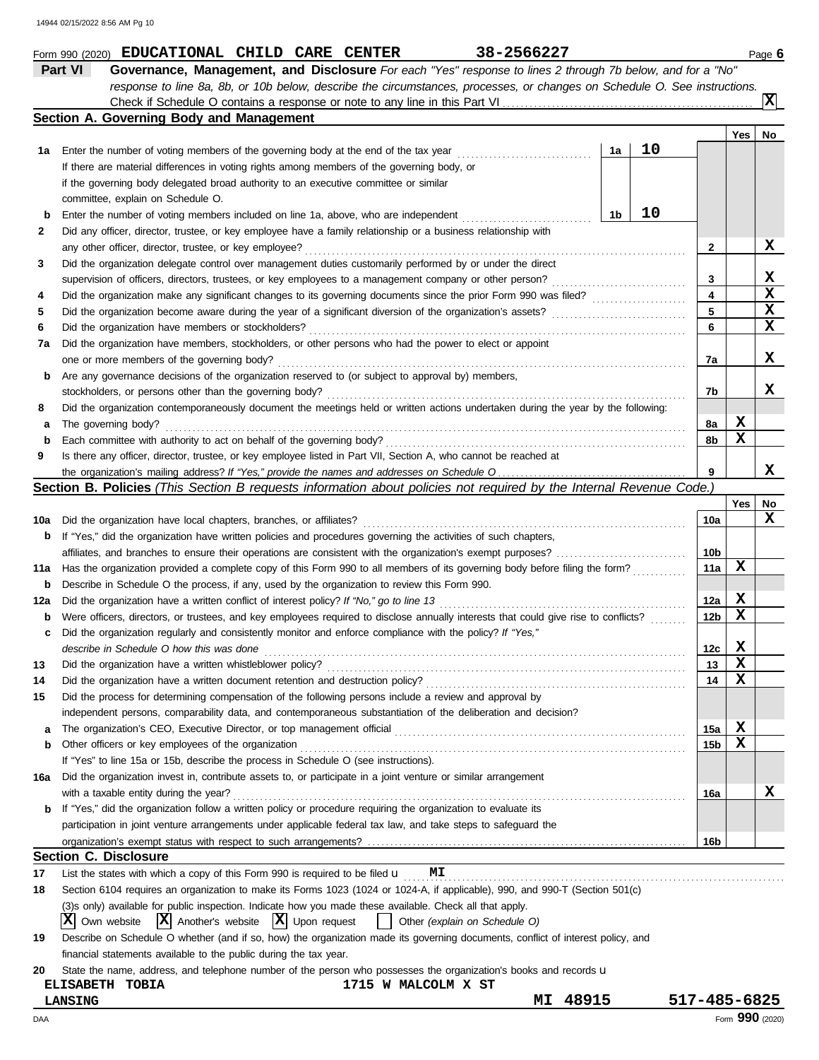Form 990 (2020) **EDUCATIONAL CHILD CARE CENTER** 38-2566227 Page **6**

## Part VI Governance, Management, and Disclosure

*For each "Yes" response to lines 2 through 7b below, and for a "No" response to line 8a, 8b, or 10b below, describe the circumstances, processes, or changes on Schedule O. See instructions.*

Check if Schedule O contains a response or note to any line in this Part VI . . . . . [X]

### Section A. Governing Body and Management

| | | | | Line | Yes | No |
|---|---|---|---|---|---|---|
| 1a | Enter the number of voting members of the governing body at the end of the tax year | 1a | 10 | | | |
| | If there are material differences in voting rights among members of the governing body, or if the governing body delegated broad authority to an executive committee or similar committee, explain on Schedule O. | | | | | |
| b | Enter the number of voting members included on line 1a, above, who are independent | 1b | 10 | | | |
| 2 | Did any officer, director, trustee, or key employee have a family relationship or a business relationship with any other officer, director, trustee, or key employee? | | | 2 | | X |
| 3 | Did the organization delegate control over management duties customarily performed by or under the direct supervision of officers, directors, trustees, or key employees to a management company or other person? | | | 3 | | X |
| 4 | Did the organization make any significant changes to its governing documents since the prior Form 990 was filed? | | | 4 | | X |
| 5 | Did the organization become aware during the year of a significant diversion of the organization's assets? | | | 5 | | X |
| 6 | Did the organization have members or stockholders? | | | 6 | | X |
| 7a | Did the organization have members, stockholders, or other persons who had the power to elect or appoint one or more members of the governing body? | | | 7a | | X |
| b | Are any governance decisions of the organization reserved to (or subject to approval by) members, stockholders, or persons other than the governing body? | | | 7b | | X |
| 8 | Did the organization contemporaneously document the meetings held or written actions undertaken during the year by the following: | | | | | |
| a | The governing body? | | | 8a | X | |
| b | Each committee with authority to act on behalf of the governing body? | | | 8b | X | |
| 9 | Is there any officer, director, trustee, or key employee listed in Part VII, Section A, who cannot be reached at the organization's mailing address? *If "Yes," provide the names and addresses on Schedule O* | | | 9 | | X |

### Section B. Policies *(This Section B requests information about policies not required by the Internal Revenue Code.)*

| | | Line | Yes | No |
|---|---|---|---|---|
| 10a | Did the organization have local chapters, branches, or affiliates? | 10a | | X |
| b | If "Yes," did the organization have written policies and procedures governing the activities of such chapters, affiliates, and branches to ensure their operations are consistent with the organization's exempt purposes? | 10b | | |
| 11a | Has the organization provided a complete copy of this Form 990 to all members of its governing body before filing the form? | 11a | X | |
| b | Describe in Schedule O the process, if any, used by the organization to review this Form 990. | | | |
| 12a | Did the organization have a written conflict of interest policy? *If "No," go to line 13* | 12a | X | |
| b | Were officers, directors, or trustees, and key employees required to disclose annually interests that could give rise to conflicts? | 12b | X | |
| c | Did the organization regularly and consistently monitor and enforce compliance with the policy? *If "Yes," describe in Schedule O how this was done* | 12c | X | |
| 13 | Did the organization have a written whistleblower policy? | 13 | X | |
| 14 | Did the organization have a written document retention and destruction policy? | 14 | X | |
| 15 | Did the process for determining compensation of the following persons include a review and approval by independent persons, comparability data, and contemporaneous substantiation of the deliberation and decision? | | | |
| a | The organization's CEO, Executive Director, or top management official | 15a | X | |
| b | Other officers or key employees of the organization | 15b | X | |
| | If "Yes" to line 15a or 15b, describe the process in Schedule O (see instructions). | | | |
| 16a | Did the organization invest in, contribute assets to, or participate in a joint venture or similar arrangement with a taxable entity during the year? | 16a | | X |
| b | If "Yes," did the organization follow a written policy or procedure requiring the organization to evaluate its participation in joint venture arrangements under applicable federal tax law, and take steps to safeguard the organization's exempt status with respect to such arrangements? | 16b | | |

### Section C. Disclosure

17 List the states with which a copy of this Form 990 is required to be filed u **MI**

18 Section 6104 requires an organization to make its Forms 1023 (1024 or 1024-A, if applicable), 990, and 990-T (Section 501(c)(3)s only) available for public inspection. Indicate how you made these available. Check all that apply.

[X] Own website [X] Another's website [X] Upon request [ ] Other *(explain on Schedule O)*

19 Describe on Schedule O whether (and if so, how) the organization made its governing documents, conflict of interest policy, and financial statements available to the public during the tax year.

20 State the name, address, and telephone number of the person who possesses the organization's books and records u

ELISABETH TOBIA 1715 W MALCOLM X ST
LANSING MI 48915 517-485-6825

DAA Form **990** (2020)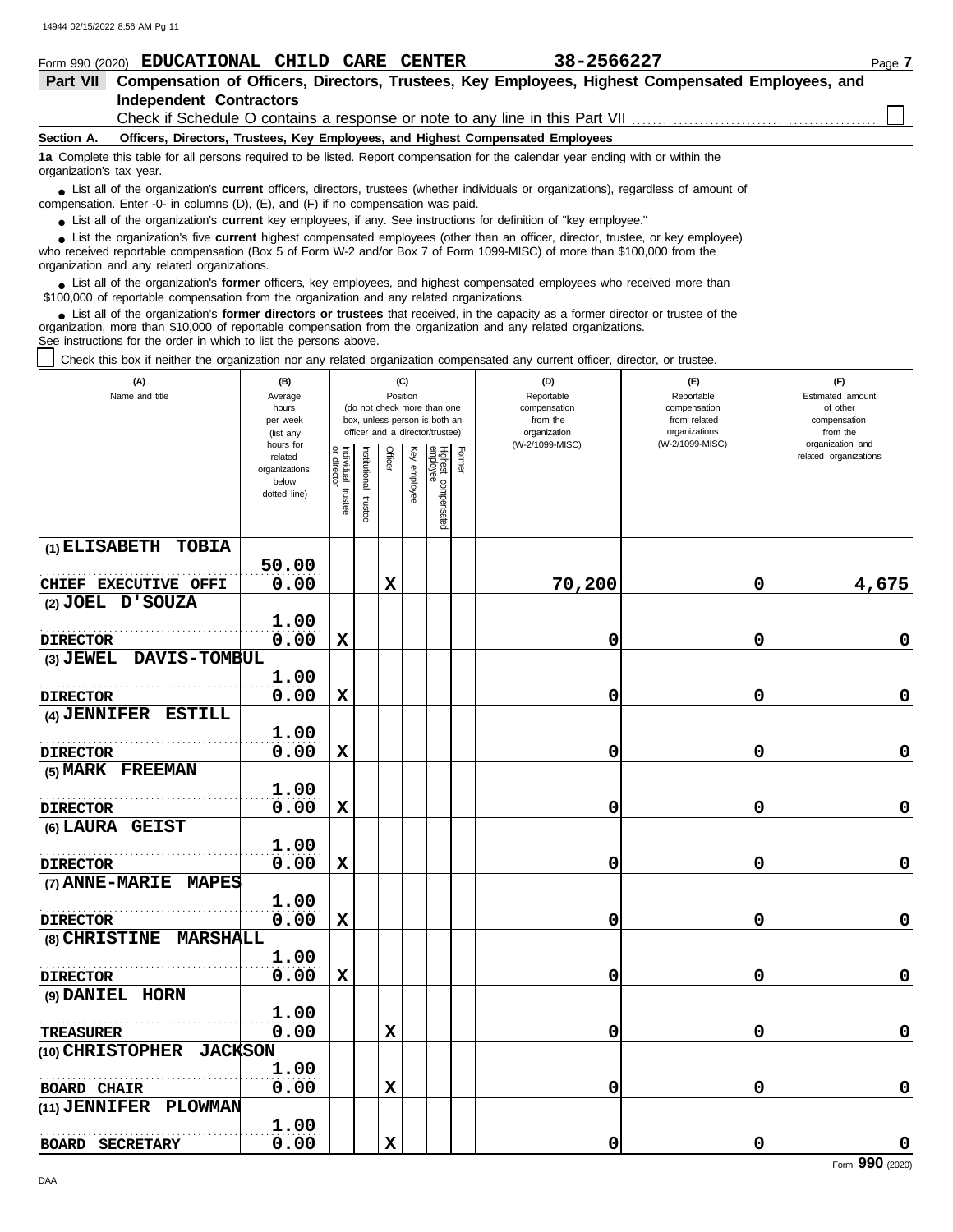Form 990 (2020) **EDUCATIONAL CHILD CARE CENTER** **38-2566227** Page **7**

## Part VII Compensation of Officers, Directors, Trustees, Key Employees, Highest Compensated Employees, and Independent Contractors

Check if Schedule O contains a response or note to any line in this Part VII ☐

### Section A. Officers, Directors, Trustees, Key Employees, and Highest Compensated Employees

**1a** Complete this table for all persons required to be listed. Report compensation for the calendar year ending with or within the organization's tax year.

- List all of the organization's **current** officers, directors, trustees (whether individuals or organizations), regardless of amount of compensation. Enter -0- in columns (D), (E), and (F) if no compensation was paid.
- List all of the organization's **current** key employees, if any. See instructions for definition of "key employee."
- List the organization's five **current** highest compensated employees (other than an officer, director, trustee, or key employee) who received reportable compensation (Box 5 of Form W-2 and/or Box 7 of Form 1099-MISC) of more than $100,000 from the organization and any related organizations.
- List all of the organization's **former** officers, key employees, and highest compensated employees who received more than $100,000 of reportable compensation from the organization and any related organizations.
- List all of the organization's **former directors or trustees** that received, in the capacity as a former director or trustee of the organization, more than $10,000 of reportable compensation from the organization and any related organizations.

See instructions for the order in which to list the persons above.

☐ Check this box if neither the organization nor any related organization compensated any current officer, director, or trustee.

| (A) Name and title | (B) Average hours per week (list any hours for related organizations below dotted line) | (C) Position: Individual trustee or director | Institutional trustee | Officer | Key employee | Highest compensated employee | Former | (D) Reportable compensation from the organization (W-2/1099-MISC) | (E) Reportable compensation from related organizations (W-2/1099-MISC) | (F) Estimated amount of other compensation from the organization and related organizations |
|---|---|---|---|---|---|---|---|---|---|---|
| (1) ELISABETH TOBIA<br>CHIEF EXECUTIVE OFFI | 50.00<br>0.00 | | | X | | | | 70,200 | 0 | 4,675 |
| (2) JOEL D'SOUZA<br>DIRECTOR | 1.00<br>0.00 | X | | | | | | 0 | 0 | 0 |
| (3) JEWEL DAVIS-TOMBUL<br>DIRECTOR | 1.00<br>0.00 | X | | | | | | 0 | 0 | 0 |
| (4) JENNIFER ESTILL<br>DIRECTOR | 1.00<br>0.00 | X | | | | | | 0 | 0 | 0 |
| (5) MARK FREEMAN<br>DIRECTOR | 1.00<br>0.00 | X | | | | | | 0 | 0 | 0 |
| (6) LAURA GEIST<br>DIRECTOR | 1.00<br>0.00 | X | | | | | | 0 | 0 | 0 |
| (7) ANNE-MARIE MAPES<br>DIRECTOR | 1.00<br>0.00 | X | | | | | | 0 | 0 | 0 |
| (8) CHRISTINE MARSHALL<br>DIRECTOR | 1.00<br>0.00 | X | | | | | | 0 | 0 | 0 |
| (9) DANIEL HORN<br>TREASURER | 1.00<br>0.00 | | | X | | | | 0 | 0 | 0 |
| (10) CHRISTOPHER JACKSON<br>BOARD CHAIR | 1.00<br>0.00 | | | X | | | | 0 | 0 | 0 |
| (11) JENNIFER PLOWMAN<br>BOARD SECRETARY | 1.00<br>0.00 | | | X | | | | 0 | 0 | 0 |

Form **990** (2020)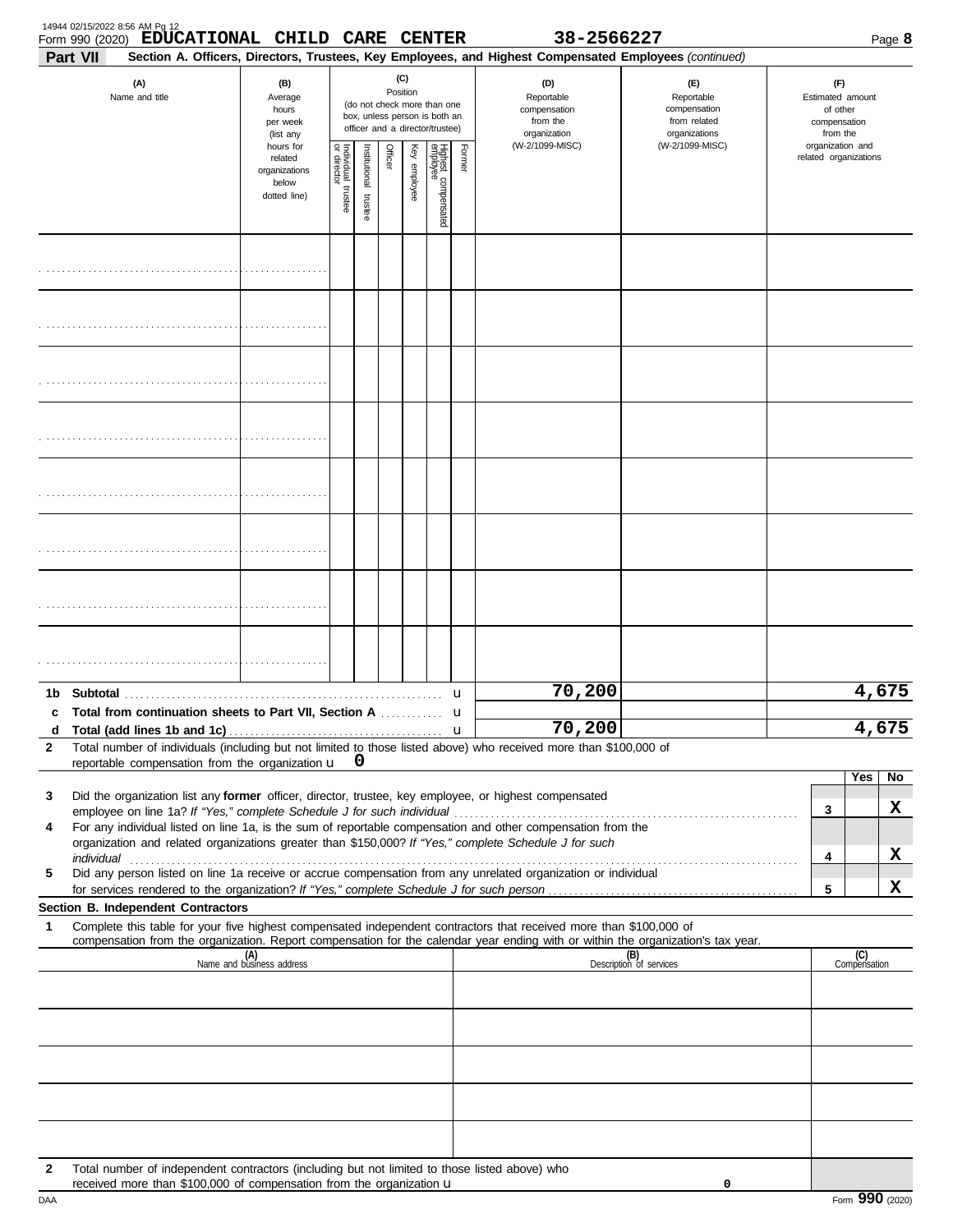Form 990 (2020) **EDUCATIONAL CHILD CARE CENTER** 38-2566227

**Part VII** **Section A. Officers, Directors, Trustees, Key Employees, and Highest Compensated Employees** *(continued)*

| (A) Name and title | (B) Average hours per week (list any hours for related organizations below dotted line) | (C) Position (do not check more than one box, unless person is both an officer and a director/trustee): Individual trustee or director | Institutional trustee | Officer | Key employee | Highest compensated employee | Former | (D) Reportable compensation from the organization (W-2/1099-MISC) | (E) Reportable compensation from related organizations (W-2/1099-MISC) | (F) Estimated amount of other compensation from the organization and related organizations |
|---|---|---|---|---|---|---|---|---|---|---|
| | | | | | | | | | | |
| | | | | | | | | | | |
| | | | | | | | | | | |
| | | | | | | | | | | |
| | | | | | | | | | | |
| | | | | | | | | | | |
| | | | | | | | | | | |
| | | | | | | | | | | |
| **1b Subtotal** | | | | | | | | 70,200 | | 4,675 |
| **c Total from continuation sheets to Part VII, Section A** | | | | | | | | | | |
| **d Total (add lines 1b and 1c)** | | | | | | | | 70,200 | | 4,675 |

**2** Total number of individuals (including but not limited to those listed above) who received more than $100,000 of reportable compensation from the organization u 0

| | | | Yes | No |
|---|---|---|---|---|
| **3** | Did the organization list any **former** officer, director, trustee, key employee, or highest compensated employee on line 1a? *If "Yes," complete Schedule J for such individual* | 3 | | X |
| **4** | For any individual listed on line 1a, is the sum of reportable compensation and other compensation from the organization and related organizations greater than $150,000? *If "Yes," complete Schedule J for such individual* | 4 | | X |
| **5** | Did any person listed on line 1a receive or accrue compensation from any unrelated organization or individual for services rendered to the organization? *If "Yes," complete Schedule J for such person* | 5 | | X |

**Section B. Independent Contractors**

**1** Complete this table for your five highest compensated independent contractors that received more than $100,000 of compensation from the organization. Report compensation for the calendar year ending with or within the organization's tax year.

| (A) Name and business address | (B) Description of services | (C) Compensation |
|---|---|---|
| | | |
| | | |
| | | |
| | | |
| | | |

**2** Total number of independent contractors (including but not limited to those listed above) who received more than $100,000 of compensation from the organization u 0

Form **990** (2020)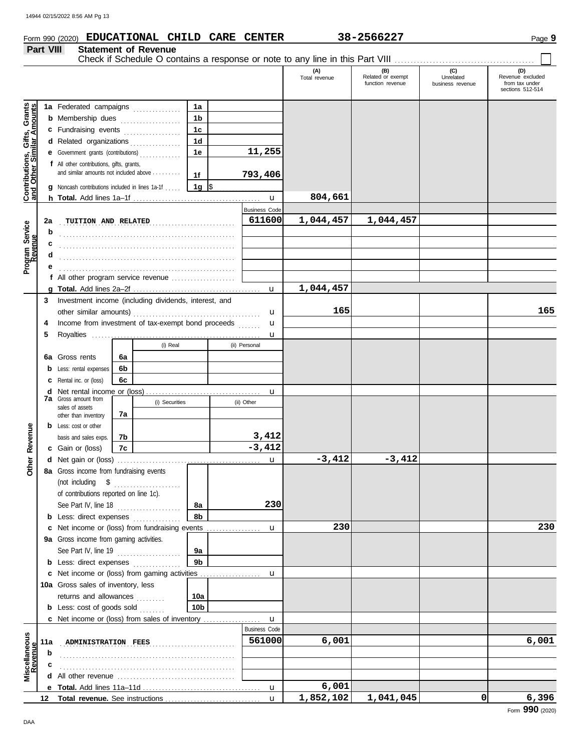Form 990 (2020) **EDUCATIONAL CHILD CARE CENTER** **38-2566227** Page **9**

## Part VIII Statement of Revenue

Check if Schedule O contains a response or note to any line in this Part VIII ☐

| | | | | (A) Total revenue | (B) Related or exempt function revenue | (C) Unrelated business revenue | (D) Revenue excluded from tax under sections 512-514 |
|---|---|---|---|---|---|---|---|
| **Contributions, Gifts, Grants and Other Similar Amounts** | 1a Federated campaigns | 1a | | | | | |
| | b Membership dues | 1b | | | | | |
| | c Fundraising events | 1c | | | | | |
| | d Related organizations | 1d | | | | | |
| | e Government grants (contributions) | 1e | 11,255 | | | | |
| | f All other contributions, gifts, grants, and similar amounts not included above | 1f | 793,406 | | | | |
| | g Noncash contributions included in lines 1a-1f | 1g | $ | | | | |
| | h **Total.** Add lines 1a–1f | | u | 804,661 | | | |
| **Program Service Revenue** | | | Business Code | | | | |
| | 2a TUITION AND RELATED | | 611600 | 1,044,457 | 1,044,457 | | |
| | b | | | | | | |
| | c | | | | | | |
| | d | | | | | | |
| | e | | | | | | |
| | f All other program service revenue | | | | | | |
| | g **Total.** Add lines 2a–2f | | u | 1,044,457 | | | |
| **Other Revenue** | 3 Investment income (including dividends, interest, and other similar amounts) | | u | 165 | | | 165 |
| | 4 Income from investment of tax-exempt bond proceeds | | u | | | | |
| | 5 Royalties | | u | | | | |
| | | (i) Real | (ii) Personal | | | | |
| | 6a Gross rents 6a | | | | | | |
| | b Less: rental expenses 6b | | | | | | |
| | c Rental inc. or (loss) 6c | | | | | | |
| | d Net rental income or (loss) | | u | | | | |
| | 7a Gross amount from sales of assets other than inventory 7a | (i) Securities | (ii) Other | | | | |
| | b Less: cost or other basis and sales exps. 7b | | 3,412 | | | | |
| | c Gain or (loss) 7c | | -3,412 | | | | |
| | d Net gain or (loss) | | u | -3,412 | -3,412 | | |
| | 8a Gross income from fundraising events (not including $ of contributions reported on line 1c). See Part IV, line 18 | 8a | 230 | | | | |
| | b Less: direct expenses | 8b | | | | | |
| | c Net income or (loss) from fundraising events | | u | 230 | | | 230 |
| | 9a Gross income from gaming activities. See Part IV, line 19 | 9a | | | | | |
| | b Less: direct expenses | 9b | | | | | |
| | c Net income or (loss) from gaming activities | | u | | | | |
| | 10a Gross sales of inventory, less returns and allowances | 10a | | | | | |
| | b Less: cost of goods sold | 10b | | | | | |
| | c Net income or (loss) from sales of inventory | | u | | | | |
| **Miscellaneous Revenue** | | | Business Code | | | | |
| | 11a ADMINISTRATION FEES | | 561000 | 6,001 | | | 6,001 |
| | b | | | | | | |
| | c | | | | | | |
| | d All other revenue | | | | | | |
| | e **Total.** Add lines 11a–11d | | u | 6,001 | | | |
| | 12 **Total revenue.** See instructions | | u | 1,852,102 | 1,041,045 | 0 | 6,396 |

Form **990** (2020)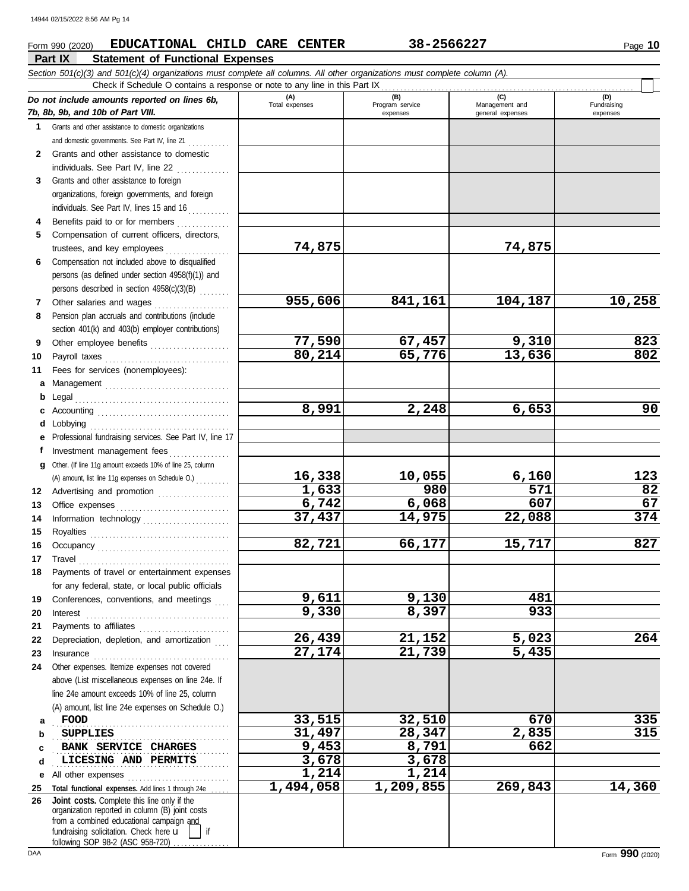Form 990 (2020) **EDUCATIONAL CHILD CARE CENTER** 38-2566227 Page **10**

## Part IX Statement of Functional Expenses

*Section 501(c)(3) and 501(c)(4) organizations must complete all columns. All other organizations must complete column (A).*

Check if Schedule O contains a response or note to any line in this Part IX

| *Do not include amounts reported on lines 6b, 7b, 8b, 9b, and 10b of Part VIII.* | (A) Total expenses | (B) Program service expenses | (C) Management and general expenses | (D) Fundraising expenses |
|---|---|---|---|---|
| **1** Grants and other assistance to domestic organizations and domestic governments. See Part IV, line 21 | | | | |
| **2** Grants and other assistance to domestic individuals. See Part IV, line 22 | | | | |
| **3** Grants and other assistance to foreign organizations, foreign governments, and foreign individuals. See Part IV, lines 15 and 16 | | | | |
| **4** Benefits paid to or for members | | | | |
| **5** Compensation of current officers, directors, trustees, and key employees | 74,875 | | 74,875 | |
| **6** Compensation not included above to disqualified persons (as defined under section 4958(f)(1)) and persons described in section 4958(c)(3)(B) | | | | |
| **7** Other salaries and wages | 955,606 | 841,161 | 104,187 | 10,258 |
| **8** Pension plan accruals and contributions (include section 401(k) and 403(b) employer contributions) | | | | |
| **9** Other employee benefits | 77,590 | 67,457 | 9,310 | 823 |
| **10** Payroll taxes | 80,214 | 65,776 | 13,636 | 802 |
| **11** Fees for services (nonemployees): | | | | |
| **a** Management | | | | |
| **b** Legal | | | | |
| **c** Accounting | 8,991 | 2,248 | 6,653 | 90 |
| **d** Lobbying | | | | |
| **e** Professional fundraising services. See Part IV, line 17 | | | | |
| **f** Investment management fees | | | | |
| **g** Other. (If line 11g amount exceeds 10% of line 25, column (A) amount, list line 11g expenses on Schedule O.) | 16,338 | 10,055 | 6,160 | 123 |
| **12** Advertising and promotion | 1,633 | 980 | 571 | 82 |
| **13** Office expenses | 6,742 | 6,068 | 607 | 67 |
| **14** Information technology | 37,437 | 14,975 | 22,088 | 374 |
| **15** Royalties | | | | |
| **16** Occupancy | 82,721 | 66,177 | 15,717 | 827 |
| **17** Travel | | | | |
| **18** Payments of travel or entertainment expenses for any federal, state, or local public officials | | | | |
| **19** Conferences, conventions, and meetings | 9,611 | 9,130 | 481 | |
| **20** Interest | 9,330 | 8,397 | 933 | |
| **21** Payments to affiliates | | | | |
| **22** Depreciation, depletion, and amortization | 26,439 | 21,152 | 5,023 | 264 |
| **23** Insurance | 27,174 | 21,739 | 5,435 | |
| **24** Other expenses. Itemize expenses not covered above (List miscellaneous expenses on line 24e. If line 24e amount exceeds 10% of line 25, column (A) amount, list line 24e expenses on Schedule O.) | | | | |
| **a** FOOD | 33,515 | 32,510 | 670 | 335 |
| **b** SUPPLIES | 31,497 | 28,347 | 2,835 | 315 |
| **c** BANK SERVICE CHARGES | 9,453 | 8,791 | 662 | |
| **d** LICESING AND PERMITS | 3,678 | 3,678 | | |
| **e** All other expenses | 1,214 | 1,214 | | |
| **25 Total functional expenses.** Add lines 1 through 24e | 1,494,058 | 1,209,855 | 269,843 | 14,360 |
| **26 Joint costs.** Complete this line only if the organization reported in column (B) joint costs from a combined educational campaign and fundraising solicitation. Check here ☐ if following SOP 98-2 (ASC 958-720) | | | | |

Form **990** (2020)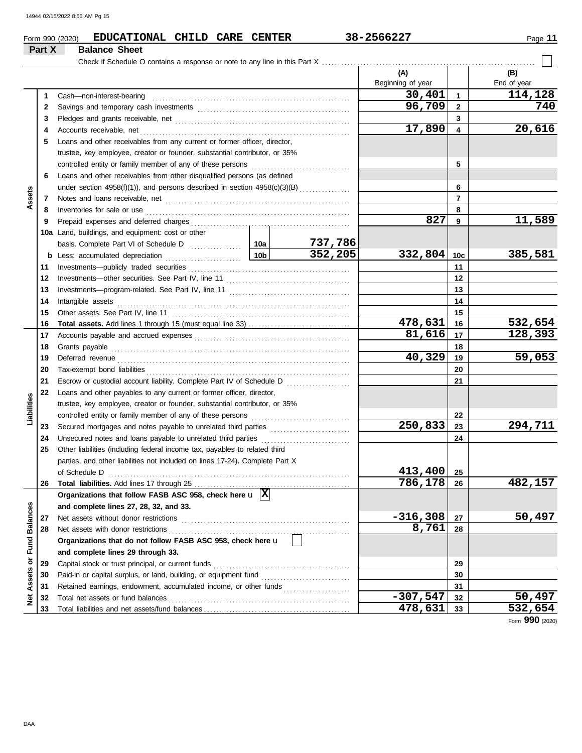Form 990 (2020) **EDUCATIONAL CHILD CARE CENTER** 38-2566227 Page **11**

## Part X Balance Sheet

Check if Schedule O contains a response or note to any line in this Part X ☐

| | | | | (A) Beginning of year | | (B) End of year |
|---|---|---|---|---|---|---|
| **Assets** | 1 | Cash—non-interest-bearing | | 30,401 | 1 | 114,128 |
| | 2 | Savings and temporary cash investments | | 96,709 | 2 | 740 |
| | 3 | Pledges and grants receivable, net | | | 3 | |
| | 4 | Accounts receivable, net | | 17,890 | 4 | 20,616 |
| | 5 | Loans and other receivables from any current or former officer, director, trustee, key employee, creator or founder, substantial contributor, or 35% controlled entity or family member of any of these persons | | | 5 | |
| | 6 | Loans and other receivables from other disqualified persons (as defined under section 4958(f)(1)), and persons described in section 4958(c)(3)(B) | | | 6 | |
| | 7 | Notes and loans receivable, net | | | 7 | |
| | 8 | Inventories for sale or use | | | 8 | |
| | 9 | Prepaid expenses and deferred charges | | 827 | 9 | 11,589 |
| | 10a | Land, buildings, and equipment: cost or other basis. Complete Part VI of Schedule D | 10a 737,786 | | | |
| | b | Less: accumulated depreciation | 10b 352,205 | 332,804 | 10c | 385,581 |
| | 11 | Investments—publicly traded securities | | | 11 | |
| | 12 | Investments—other securities. See Part IV, line 11 | | | 12 | |
| | 13 | Investments—program-related. See Part IV, line 11 | | | 13 | |
| | 14 | Intangible assets | | | 14 | |
| | 15 | Other assets. See Part IV, line 11 | | | 15 | |
| | 16 | **Total assets.** Add lines 1 through 15 (must equal line 33) | | 478,631 | 16 | 532,654 |
| **Liabilities** | 17 | Accounts payable and accrued expenses | | 81,616 | 17 | 128,393 |
| | 18 | Grants payable | | | 18 | |
| | 19 | Deferred revenue | | 40,329 | 19 | 59,053 |
| | 20 | Tax-exempt bond liabilities | | | 20 | |
| | 21 | Escrow or custodial account liability. Complete Part IV of Schedule D | | | 21 | |
| | 22 | Loans and other payables to any current or former officer, director, trustee, key employee, creator or founder, substantial contributor, or 35% controlled entity or family member of any of these persons | | | 22 | |
| | 23 | Secured mortgages and notes payable to unrelated third parties | | 250,833 | 23 | 294,711 |
| | 24 | Unsecured notes and loans payable to unrelated third parties | | | 24 | |
| | 25 | Other liabilities (including federal income tax, payables to related third parties, and other liabilities not included on lines 17-24). Complete Part X of Schedule D | | 413,400 | 25 | |
| | 26 | **Total liabilities.** Add lines 17 through 25 | | 786,178 | 26 | 482,157 |
| **Net Assets or Fund Balances** | | **Organizations that follow FASB ASC 958, check here** u ☒ **and complete lines 27, 28, 32, and 33.** | | | | |
| | 27 | Net assets without donor restrictions | | -316,308 | 27 | 50,497 |
| | 28 | Net assets with donor restrictions | | 8,761 | 28 | |
| | | **Organizations that do not follow FASB ASC 958, check here** u ☐ **and complete lines 29 through 33.** | | | | |
| | 29 | Capital stock or trust principal, or current funds | | | 29 | |
| | 30 | Paid-in or capital surplus, or land, building, or equipment fund | | | 30 | |
| | 31 | Retained earnings, endowment, accumulated income, or other funds | | | 31 | |
| | 32 | Total net assets or fund balances | | -307,547 | 32 | 50,497 |
| | 33 | Total liabilities and net assets/fund balances | | 478,631 | 33 | 532,654 |

Form **990** (2020)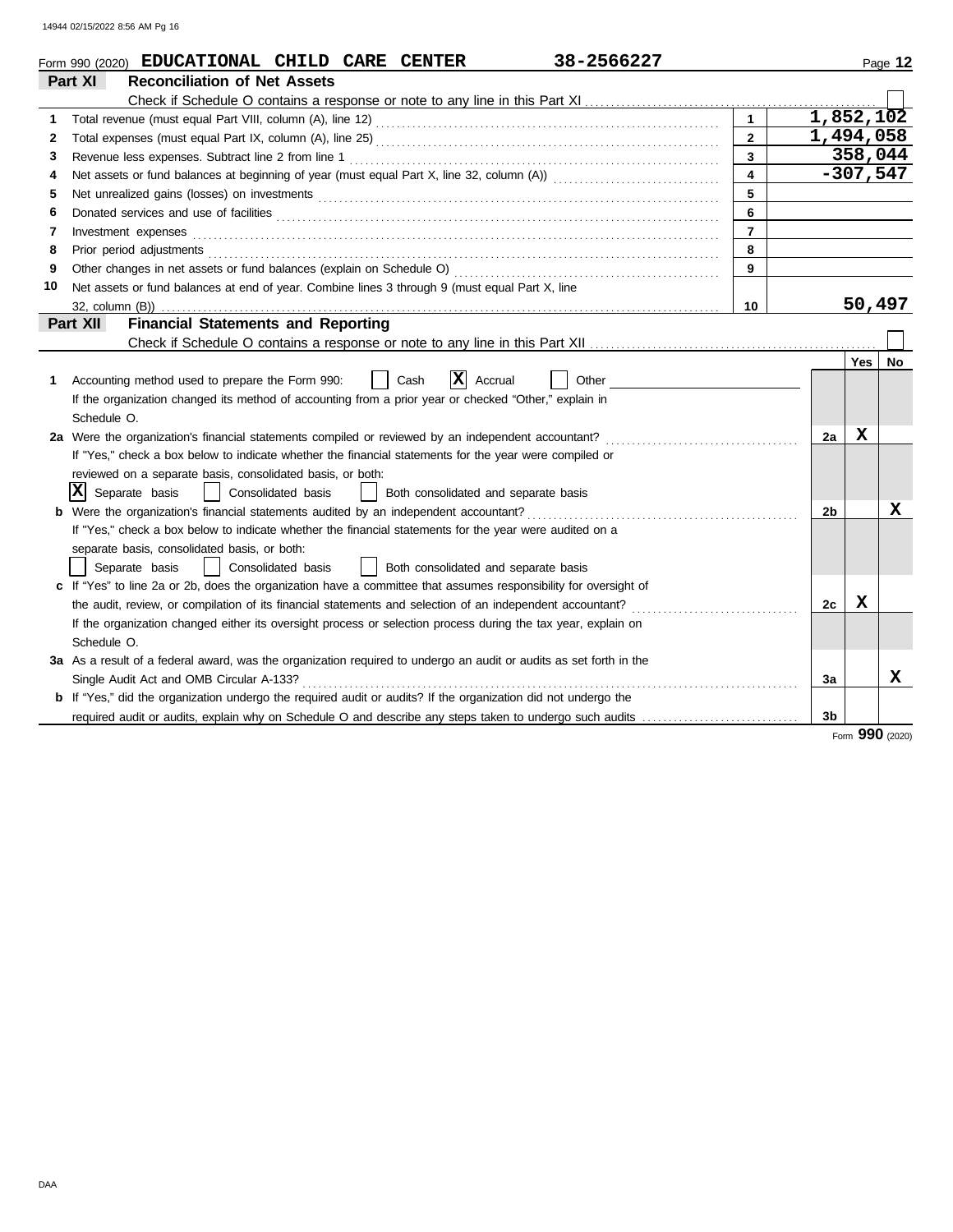Form 990 (2020) **EDUCATIONAL CHILD CARE CENTER** **38-2566227** Page **12**

## Part XI Reconciliation of Net Assets

Check if Schedule O contains a response or note to any line in this Part XI ☐

| | | | |
|---|---|---|---|
| 1 | Total revenue (must equal Part VIII, column (A), line 12) | 1 | 1,852,102 |
| 2 | Total expenses (must equal Part IX, column (A), line 25) | 2 | 1,494,058 |
| 3 | Revenue less expenses. Subtract line 2 from line 1 | 3 | 358,044 |
| 4 | Net assets or fund balances at beginning of year (must equal Part X, line 32, column (A)) | 4 | -307,547 |
| 5 | Net unrealized gains (losses) on investments | 5 | |
| 6 | Donated services and use of facilities | 6 | |
| 7 | Investment expenses | 7 | |
| 8 | Prior period adjustments | 8 | |
| 9 | Other changes in net assets or fund balances (explain on Schedule O) | 9 | |
| 10 | Net assets or fund balances at end of year. Combine lines 3 through 9 (must equal Part X, line 32, column (B)) | 10 | 50,497 |

## Part XII Financial Statements and Reporting

Check if Schedule O contains a response or note to any line in this Part XII ☐

| | | | Yes | No |
|---|---|---|---|---|
| 1 | Accounting method used to prepare the Form 990: ☐ Cash ☒ Accrual ☐ Other<br>If the organization changed its method of accounting from a prior year or checked "Other," explain in Schedule O. | | | |
| 2a | Were the organization's financial statements compiled or reviewed by an independent accountant?<br>If "Yes," check a box below to indicate whether the financial statements for the year were compiled or reviewed on a separate basis, consolidated basis, or both:<br>☒ Separate basis ☐ Consolidated basis ☐ Both consolidated and separate basis | 2a | X | |
| b | Were the organization's financial statements audited by an independent accountant?<br>If "Yes," check a box below to indicate whether the financial statements for the year were audited on a separate basis, consolidated basis, or both:<br>☐ Separate basis ☐ Consolidated basis ☐ Both consolidated and separate basis | 2b | | X |
| c | If "Yes" to line 2a or 2b, does the organization have a committee that assumes responsibility for oversight of the audit, review, or compilation of its financial statements and selection of an independent accountant?<br>If the organization changed either its oversight process or selection process during the tax year, explain on Schedule O. | 2c | X | |
| 3a | As a result of a federal award, was the organization required to undergo an audit or audits as set forth in the Single Audit Act and OMB Circular A-133? | 3a | | X |
| b | If "Yes," did the organization undergo the required audit or audits? If the organization did not undergo the required audit or audits, explain why on Schedule O and describe any steps taken to undergo such audits | 3b | | |

Form **990** (2020)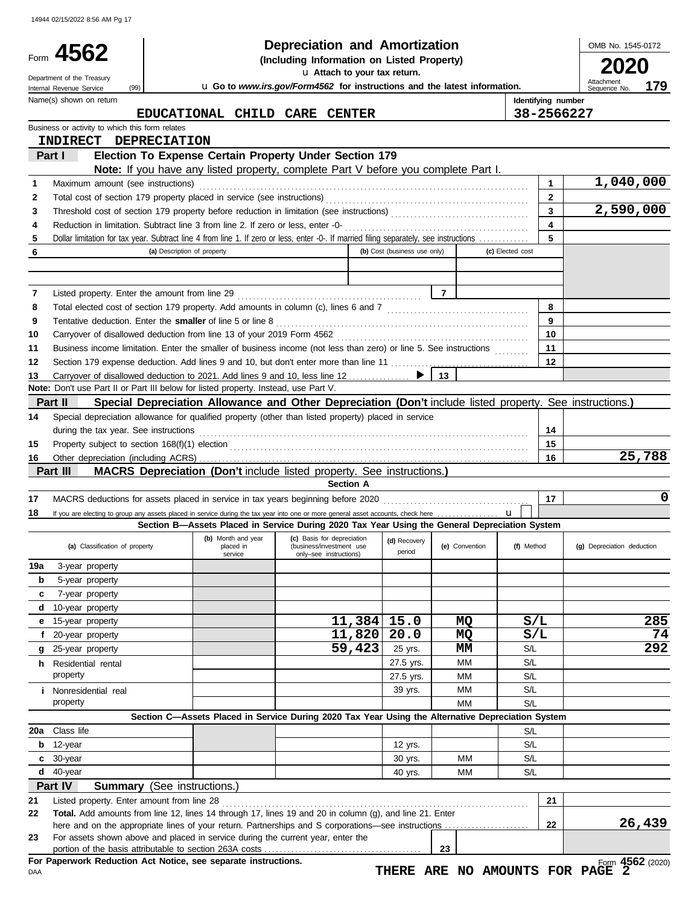# Form 4562 — Depreciation and Amortization (Including Information on Listed Property)

**2020**

OMB No. 1545-0172

Department of the Treasury
Internal Revenue Service (99)

u Attach to your tax return.
u Go to *www.irs.gov/Form4562* for instructions and the latest information.

Attachment Sequence No. **179**

Name(s) shown on return: **EDUCATIONAL CHILD CARE CENTER**

Identifying number: **38-2566227**

Business or activity to which this form relates: **INDIRECT DEPRECIATION**

## Part I — Election To Expense Certain Property Under Section 179

**Note:** If you have any listed property, complete Part V before you complete Part I.

| Line | Description | | Amount |
|---|---|---|---|
| 1 | Maximum amount (see instructions) | 1 | 1,040,000 |
| 2 | Total cost of section 179 property placed in service (see instructions) | 2 | |
| 3 | Threshold cost of section 179 property before reduction in limitation (see instructions) | 3 | 2,590,000 |
| 4 | Reduction in limitation. Subtract line 3 from line 2. If zero or less, enter -0- | 4 | |
| 5 | Dollar limitation for tax year. Subtract line 4 from line 1. If zero or less, enter -0-. If married filing separately, see instructions | 5 | |

| 6 | (a) Description of property | (b) Cost (business use only) | (c) Elected cost |
|---|---|---|---|
| | | | |
| | | | |

| Line | Description | | Amount |
|---|---|---|---|
| 7 | Listed property. Enter the amount from line 29 | 7 | |
| 8 | Total elected cost of section 179 property. Add amounts in column (c), lines 6 and 7 | 8 | |
| 9 | Tentative deduction. Enter the **smaller** of line 5 or line 8 | 9 | |
| 10 | Carryover of disallowed deduction from line 13 of your 2019 Form 4562 | 10 | |
| 11 | Business income limitation. Enter the smaller of business income (not less than zero) or line 5. See instructions | 11 | |
| 12 | Section 179 expense deduction. Add lines 9 and 10, but don't enter more than line 11 | 12 | |
| 13 | Carryover of disallowed deduction to 2021. Add lines 9 and 10, less line 12 ▶ | 13 | |

**Note:** Don't use Part II or Part III below for listed property. Instead, use Part V.

## Part II — Special Depreciation Allowance and Other Depreciation (Don't include listed property. See instructions.)

| Line | Description | | Amount |
|---|---|---|---|
| 14 | Special depreciation allowance for qualified property (other than listed property) placed in service during the tax year. See instructions | 14 | |
| 15 | Property subject to section 168(f)(1) election | 15 | |
| 16 | Other depreciation (including ACRS) | 16 | 25,788 |

## Part III — MACRS Depreciation (Don't include listed property. See instructions.)

### Section A

| Line | Description | | Amount |
|---|---|---|---|
| 17 | MACRS deductions for assets placed in service in tax years beginning before 2020 | 17 | 0 |
| 18 | If you are electing to group any assets placed in service during the tax year into one or more general asset accounts, check here u | | |

### Section B—Assets Placed in Service During 2020 Tax Year Using the General Depreciation System

| (a) Classification of property | (b) Month and year placed in service | (c) Basis for depreciation (business/investment use only–see instructions) | (d) Recovery period | (e) Convention | (f) Method | (g) Depreciation deduction |
|---|---|---|---|---|---|---|
| 19a 3-year property | | | | | | |
| b 5-year property | | | | | | |
| c 7-year property | | | | | | |
| d 10-year property | | | | | | |
| e 15-year property | | 11,384 | 15.0 | MQ | S/L | 285 |
| f 20-year property | | 11,820 | 20.0 | MQ | S/L | 74 |
| g 25-year property | | 59,423 | 25 yrs. | MM | S/L | 292 |
| h Residential rental property | | | 27.5 yrs. | MM | S/L | |
| | | | 27.5 yrs. | MM | S/L | |
| i Nonresidential real property | | | 39 yrs. | MM | S/L | |
| | | | | MM | S/L | |

### Section C—Assets Placed in Service During 2020 Tax Year Using the Alternative Depreciation System

| (a) Classification of property | (b) Month and year placed in service | (c) Basis for depreciation | (d) Recovery period | (e) Convention | (f) Method | (g) Depreciation deduction |
|---|---|---|---|---|---|---|
| 20a Class life | | | | | S/L | |
| b 12-year | | | 12 yrs. | | S/L | |
| c 30-year | | | 30 yrs. | MM | S/L | |
| d 40-year | | | 40 yrs. | MM | S/L | |

## Part IV — Summary (See instructions.)

| Line | Description | | Amount |
|---|---|---|---|
| 21 | Listed property. Enter amount from line 28 | 21 | |
| 22 | **Total.** Add amounts from line 12, lines 14 through 17, lines 19 and 20 in column (g), and line 21. Enter here and on the appropriate lines of your return. Partnerships and S corporations—see instructions | 22 | 26,439 |
| 23 | For assets shown above and placed in service during the current year, enter the portion of the basis attributable to section 263A costs | 23 | |

**For Paperwork Reduction Act Notice, see separate instructions.**

DAA

Form **4562** (2020)

**THERE ARE NO AMOUNTS FOR PAGE 2**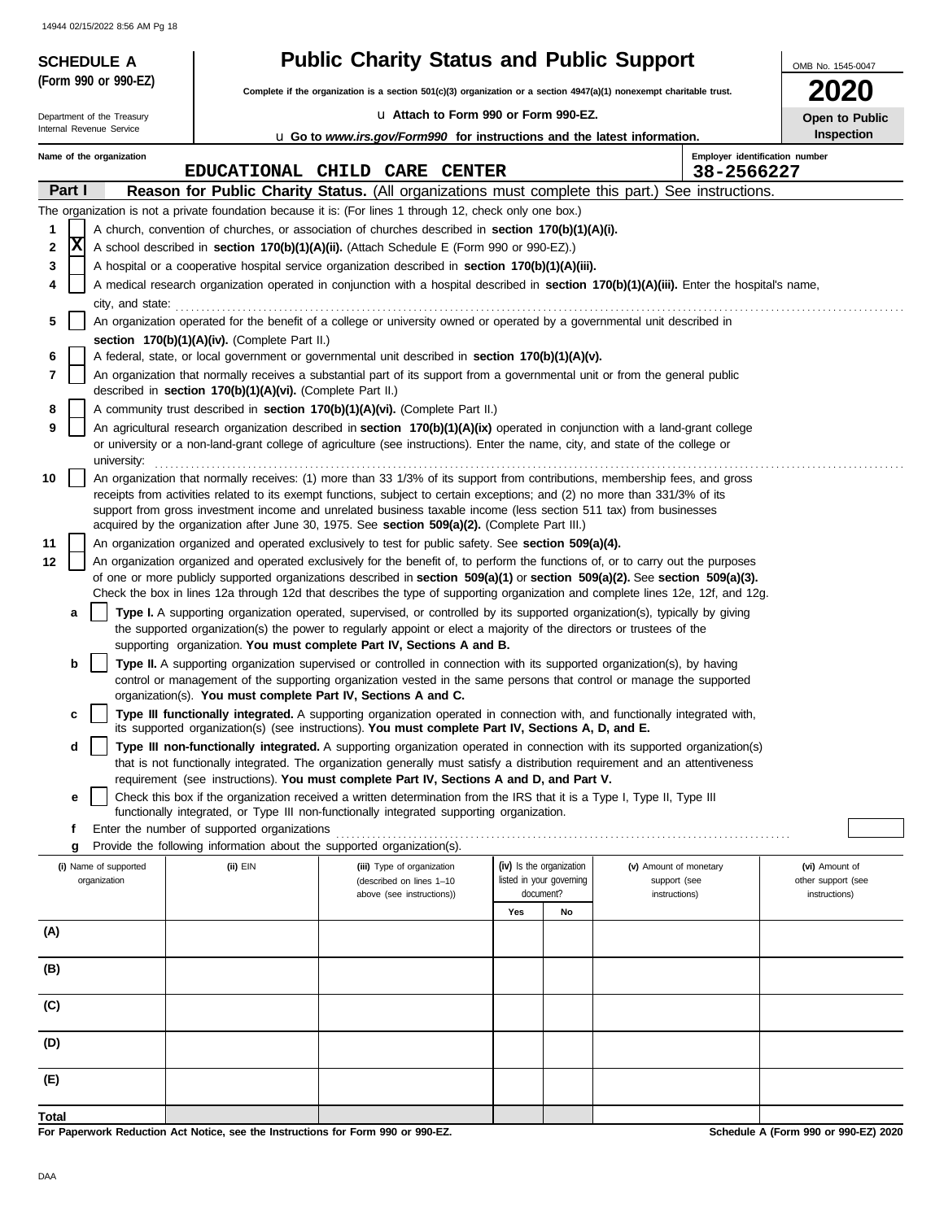**SCHEDULE A (Form 990 or 990-EZ)**

Department of the Treasury
Internal Revenue Service

# Public Charity Status and Public Support

**Complete if the organization is a section 501(c)(3) organization or a section 4947(a)(1) nonexempt charitable trust.**

u **Attach to Form 990 or Form 990-EZ.**

u **Go to *www.irs.gov/Form990* for instructions and the latest information.**

OMB No. 1545-0047

**2020**

**Open to Public Inspection**

Name of the organization: **EDUCATIONAL CHILD CARE CENTER**

Employer identification number: **38-2566227**

## Part I — Reason for Public Charity Status. (All organizations must complete this part.) See instructions.

The organization is not a private foundation because it is: (For lines 1 through 12, check only one box.)

1. [ ] A church, convention of churches, or association of churches described in **section 170(b)(1)(A)(i).**
2. [X] A school described in **section 170(b)(1)(A)(ii).** (Attach Schedule E (Form 990 or 990-EZ).)
3. [ ] A hospital or a cooperative hospital service organization described in **section 170(b)(1)(A)(iii).**
4. [ ] A medical research organization operated in conjunction with a hospital described in **section 170(b)(1)(A)(iii).** Enter the hospital's name, city, and state:
5. [ ] An organization operated for the benefit of a college or university owned or operated by a governmental unit described in **section 170(b)(1)(A)(iv).** (Complete Part II.)
6. [ ] A federal, state, or local government or governmental unit described in **section 170(b)(1)(A)(v).**
7. [ ] An organization that normally receives a substantial part of its support from a governmental unit or from the general public described in **section 170(b)(1)(A)(vi).** (Complete Part II.)
8. [ ] A community trust described in **section 170(b)(1)(A)(vi).** (Complete Part II.)
9. [ ] An agricultural research organization described in **section 170(b)(1)(A)(ix)** operated in conjunction with a land-grant college or university or a non-land-grant college of agriculture (see instructions). Enter the name, city, and state of the college or university:
10. [ ] An organization that normally receives: (1) more than 33 1/3% of its support from contributions, membership fees, and gross receipts from activities related to its exempt functions, subject to certain exceptions; and (2) no more than 331/3% of its support from gross investment income and unrelated business taxable income (less section 511 tax) from businesses acquired by the organization after June 30, 1975. See **section 509(a)(2).** (Complete Part III.)
11. [ ] An organization organized and operated exclusively to test for public safety. See **section 509(a)(4).**
12. [ ] An organization organized and operated exclusively for the benefit of, to perform the functions of, or to carry out the purposes of one or more publicly supported organizations described in **section 509(a)(1)** or **section 509(a)(2).** See **section 509(a)(3).** Check the box in lines 12a through 12d that describes the type of supporting organization and complete lines 12e, 12f, and 12g.
   - **a** [ ] **Type I.** A supporting organization operated, supervised, or controlled by its supported organization(s), typically by giving the supported organization(s) the power to regularly appoint or elect a majority of the directors or trustees of the supporting organization. **You must complete Part IV, Sections A and B.**
   - **b** [ ] **Type II.** A supporting organization supervised or controlled in connection with its supported organization(s), by having control or management of the supporting organization vested in the same persons that control or manage the supported organization(s). **You must complete Part IV, Sections A and C.**
   - **c** [ ] **Type III functionally integrated.** A supporting organization operated in connection with, and functionally integrated with, its supported organization(s) (see instructions). **You must complete Part IV, Sections A, D, and E.**
   - **d** [ ] **Type III non-functionally integrated.** A supporting organization operated in connection with its supported organization(s) that is not functionally integrated. The organization generally must satisfy a distribution requirement and an attentiveness requirement (see instructions). **You must complete Part IV, Sections A and D, and Part V.**
   - **e** [ ] Check this box if the organization received a written determination from the IRS that it is a Type I, Type II, Type III functionally integrated, or Type III non-functionally integrated supporting organization.
   - **f** Enter the number of supported organizations
   - **g** Provide the following information about the supported organization(s).

| (i) Name of supported organization | (ii) EIN | (iii) Type of organization (described on lines 1–10 above (see instructions)) | (iv) Is the organization listed in your governing document? | | (v) Amount of monetary support (see instructions) | (vi) Amount of other support (see instructions) |
|---|---|---|---|---|---|---|
| | | | Yes | No | | |
| (A) | | | | | | |
| (B) | | | | | | |
| (C) | | | | | | |
| (D) | | | | | | |
| (E) | | | | | | |
| Total | | | | | | |

**For Paperwork Reduction Act Notice, see the Instructions for Form 990 or 990-EZ.**

**Schedule A (Form 990 or 990-EZ) 2020**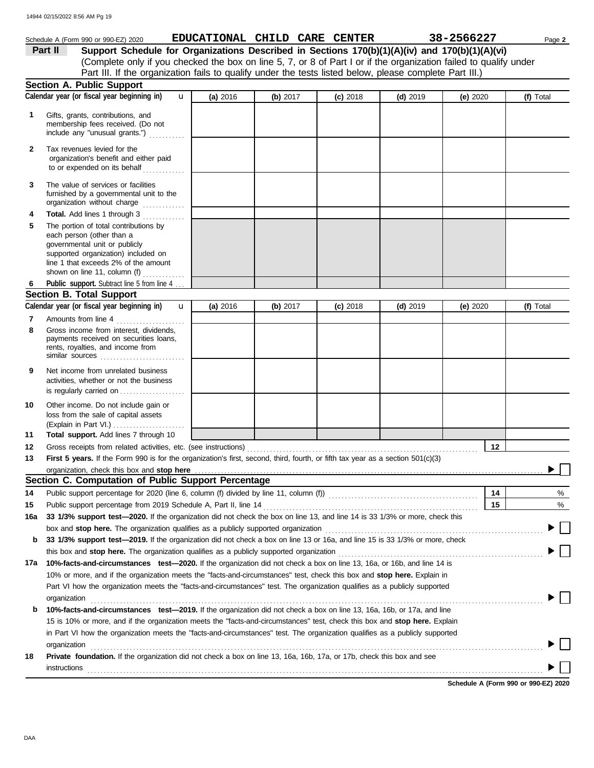Schedule A (Form 990 or 990-EZ) 2020 **EDUCATIONAL CHILD CARE CENTER** **38-2566227** Page **2**

## Part II Support Schedule for Organizations Described in Sections 170(b)(1)(A)(iv) and 170(b)(1)(A)(vi)

(Complete only if you checked the box on line 5, 7, or 8 of Part I or if the organization failed to qualify under Part III. If the organization fails to qualify under the tests listed below, please complete Part III.)

### Section A. Public Support

| Calendar year (or fiscal year beginning in) u | (a) 2016 | (b) 2017 | (c) 2018 | (d) 2019 | (e) 2020 | (f) Total |
|---|---|---|---|---|---|---|
| **1** Gifts, grants, contributions, and membership fees received. (Do not include any "unusual grants.") | | | | | | |
| **2** Tax revenues levied for the organization's benefit and either paid to or expended on its behalf | | | | | | |
| **3** The value of services or facilities furnished by a governmental unit to the organization without charge | | | | | | |
| **4** **Total.** Add lines 1 through 3 | | | | | | |
| **5** The portion of total contributions by each person (other than a governmental unit or publicly supported organization) included on line 1 that exceeds 2% of the amount shown on line 11, column (f) | | | | | | |
| **6** **Public support.** Subtract line 5 from line 4 | | | | | | |

### Section B. Total Support

| Calendar year (or fiscal year beginning in) u | (a) 2016 | (b) 2017 | (c) 2018 | (d) 2019 | (e) 2020 | (f) Total |
|---|---|---|---|---|---|---|
| **7** Amounts from line 4 | | | | | | |
| **8** Gross income from interest, dividends, payments received on securities loans, rents, royalties, and income from similar sources | | | | | | |
| **9** Net income from unrelated business activities, whether or not the business is regularly carried on | | | | | | |
| **10** Other income. Do not include gain or loss from the sale of capital assets (Explain in Part VI.) | | | | | | |
| **11** **Total support.** Add lines 7 through 10 | | | | | | |

**12** Gross receipts from related activities, etc. (see instructions) **12**

**13** **First 5 years.** If the Form 990 is for the organization's first, second, third, fourth, or fifth tax year as a section 501(c)(3) organization, check this box and **stop here** ▶ ☐

### Section C. Computation of Public Support Percentage

**14** Public support percentage for 2020 (line 6, column (f) divided by line 11, column (f)) **14** %

**15** Public support percentage from 2019 Schedule A, Part II, line 14 **15** %

**16a** **33 1/3% support test—2020.** If the organization did not check the box on line 13, and line 14 is 33 1/3% or more, check this box and **stop here.** The organization qualifies as a publicly supported organization ▶ ☐

**b** **33 1/3% support test—2019.** If the organization did not check a box on line 13 or 16a, and line 15 is 33 1/3% or more, check this box and **stop here.** The organization qualifies as a publicly supported organization ▶ ☐

**17a** **10%-facts-and-circumstances test—2020.** If the organization did not check a box on line 13, 16a, or 16b, and line 14 is 10% or more, and if the organization meets the "facts-and-circumstances" test, check this box and **stop here.** Explain in Part VI how the organization meets the "facts-and-circumstances" test. The organization qualifies as a publicly supported organization ▶ ☐

**b** **10%-facts-and-circumstances test—2019.** If the organization did not check a box on line 13, 16a, 16b, or 17a, and line 15 is 10% or more, and if the organization meets the "facts-and-circumstances" test, check this box and **stop here.** Explain in Part VI how the organization meets the "facts-and-circumstances" test. The organization qualifies as a publicly supported organization ▶ ☐

**18** **Private foundation.** If the organization did not check a box on line 13, 16a, 16b, 17a, or 17b, check this box and see instructions ▶ ☐

**Schedule A (Form 990 or 990-EZ) 2020**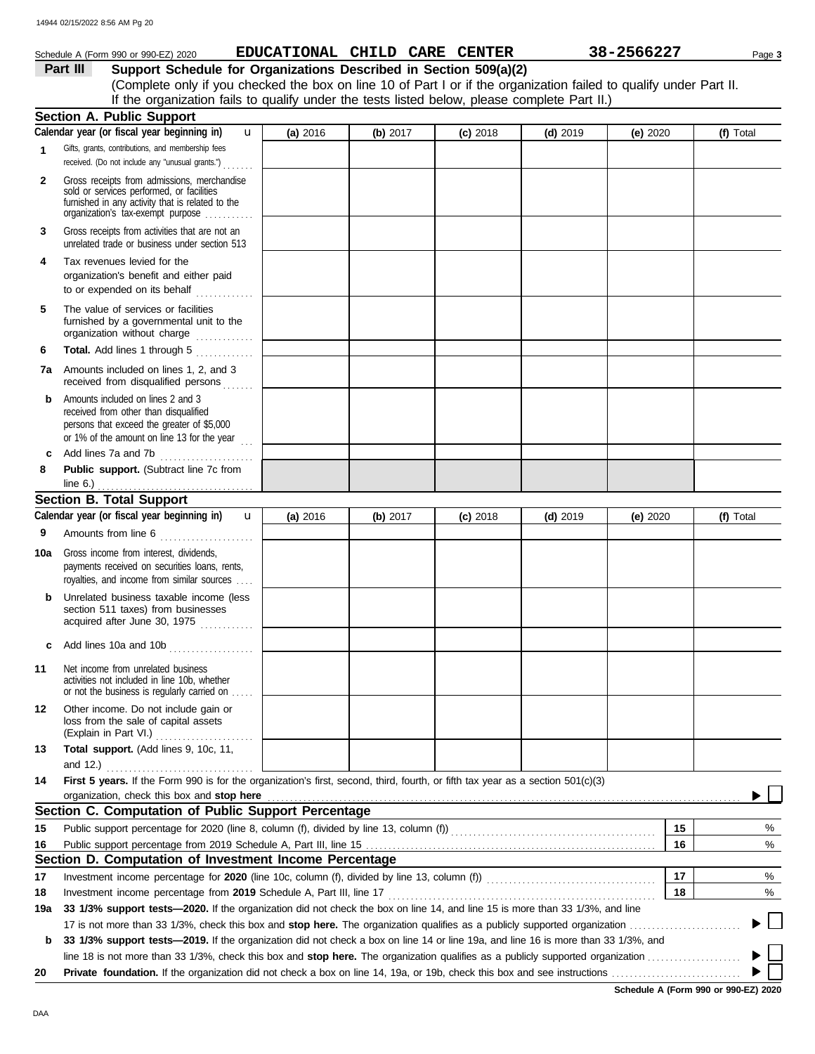Schedule A (Form 990 or 990-EZ) 2020 **EDUCATIONAL CHILD CARE CENTER** **38-2566227** Page **3**

**Part III** **Support Schedule for Organizations Described in Section 509(a)(2)**

(Complete only if you checked the box on line 10 of Part I or if the organization failed to qualify under Part II. If the organization fails to qualify under the tests listed below, please complete Part II.)

## Section A. Public Support

| Calendar year (or fiscal year beginning in) | (a) 2016 | (b) 2017 | (c) 2018 | (d) 2019 | (e) 2020 | (f) Total |
|---|---|---|---|---|---|---|
| **1** Gifts, grants, contributions, and membership fees received. (Do not include any "unusual grants.") | | | | | | |
| **2** Gross receipts from admissions, merchandise sold or services performed, or facilities furnished in any activity that is related to the organization's tax-exempt purpose | | | | | | |
| **3** Gross receipts from activities that are not an unrelated trade or business under section 513 | | | | | | |
| **4** Tax revenues levied for the organization's benefit and either paid to or expended on its behalf | | | | | | |
| **5** The value of services or facilities furnished by a governmental unit to the organization without charge | | | | | | |
| **6** **Total.** Add lines 1 through 5 | | | | | | |
| **7a** Amounts included on lines 1, 2, and 3 received from disqualified persons | | | | | | |
| **b** Amounts included on lines 2 and 3 received from other than disqualified persons that exceed the greater of \$5,000 or 1% of the amount on line 13 for the year | | | | | | |
| **c** Add lines 7a and 7b | | | | | | |
| **8** **Public support.** (Subtract line 7c from line 6.) | | | | | | |

## Section B. Total Support

| Calendar year (or fiscal year beginning in) | (a) 2016 | (b) 2017 | (c) 2018 | (d) 2019 | (e) 2020 | (f) Total |
|---|---|---|---|---|---|---|
| **9** Amounts from line 6 | | | | | | |
| **10a** Gross income from interest, dividends, payments received on securities loans, rents, royalties, and income from similar sources | | | | | | |
| **b** Unrelated business taxable income (less section 511 taxes) from businesses acquired after June 30, 1975 | | | | | | |
| **c** Add lines 10a and 10b | | | | | | |
| **11** Net income from unrelated business activities not included in line 10b, whether or not the business is regularly carried on | | | | | | |
| **12** Other income. Do not include gain or loss from the sale of capital assets (Explain in Part VI.) | | | | | | |
| **13** **Total support.** (Add lines 9, 10c, 11, and 12.) | | | | | | |

**14** **First 5 years.** If the Form 990 is for the organization's first, second, third, fourth, or fifth tax year as a section 501(c)(3) organization, check this box and **stop here** ☐

## Section C. Computation of Public Support Percentage

| | | | |
|---|---|---|---|
| **15** | Public support percentage for 2020 (line 8, column (f), divided by line 13, column (f)) | **15** | % |
| **16** | Public support percentage from 2019 Schedule A, Part III, line 15 | **16** | % |

## Section D. Computation of Investment Income Percentage

| | | | |
|---|---|---|---|
| **17** | Investment income percentage for **2020** (line 10c, column (f), divided by line 13, column (f)) | **17** | % |
| **18** | Investment income percentage from **2019** Schedule A, Part III, line 17 | **18** | % |

**19a** **33 1/3% support tests—2020.** If the organization did not check the box on line 14, and line 15 is more than 33 1/3%, and line 17 is not more than 33 1/3%, check this box and **stop here.** The organization qualifies as a publicly supported organization ☐

**b** **33 1/3% support tests—2019.** If the organization did not check a box on line 14 or line 19a, and line 16 is more than 33 1/3%, and line 18 is not more than 33 1/3%, check this box and **stop here.** The organization qualifies as a publicly supported organization ☐

**20** **Private foundation.** If the organization did not check a box on line 14, 19a, or 19b, check this box and see instructions ☐

**Schedule A (Form 990 or 990-EZ) 2020**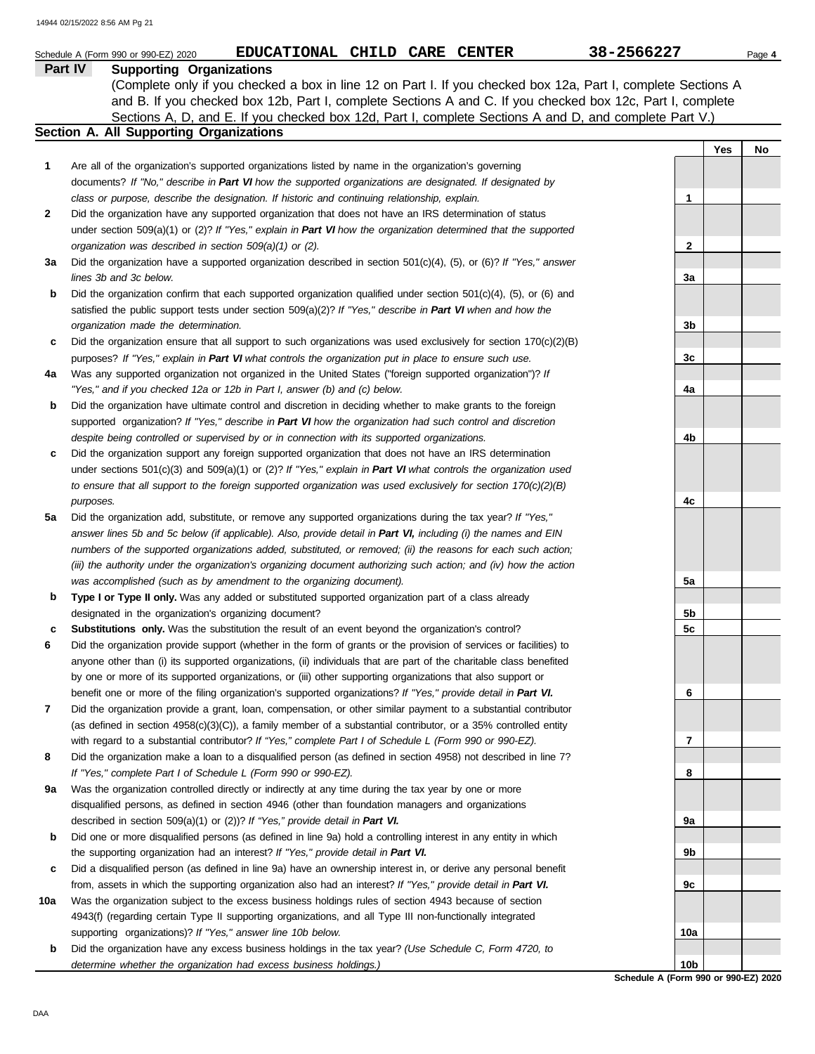Schedule A (Form 990 or 990-EZ) 2020 **EDUCATIONAL CHILD CARE CENTER** **38-2566227** Page **4**

## Part IV Supporting Organizations

(Complete only if you checked a box in line 12 on Part I. If you checked box 12a, Part I, complete Sections A and B. If you checked box 12b, Part I, complete Sections A and C. If you checked box 12c, Part I, complete Sections A, D, and E. If you checked box 12d, Part I, complete Sections A and D, and complete Part V.)

### Section A. All Supporting Organizations

| | | | Yes | No |
|---|---|---|---|---|
| **1** | Are all of the organization's supported organizations listed by name in the organization's governing documents? *If "No," describe in **Part VI** how the supported organizations are designated. If designated by class or purpose, describe the designation. If historic and continuing relationship, explain.* | 1 | | |
| **2** | Did the organization have any supported organization that does not have an IRS determination of status under section 509(a)(1) or (2)? *If "Yes," explain in **Part VI** how the organization determined that the supported organization was described in section 509(a)(1) or (2).* | 2 | | |
| **3a** | Did the organization have a supported organization described in section 501(c)(4), (5), or (6)? *If "Yes," answer lines 3b and 3c below.* | 3a | | |
| **b** | Did the organization confirm that each supported organization qualified under section 501(c)(4), (5), or (6) and satisfied the public support tests under section 509(a)(2)? *If "Yes," describe in **Part VI** when and how the organization made the determination.* | 3b | | |
| **c** | Did the organization ensure that all support to such organizations was used exclusively for section 170(c)(2)(B) purposes? *If "Yes," explain in **Part VI** what controls the organization put in place to ensure such use.* | 3c | | |
| **4a** | Was any supported organization not organized in the United States ("foreign supported organization")? *If "Yes," and if you checked 12a or 12b in Part I, answer (b) and (c) below.* | 4a | | |
| **b** | Did the organization have ultimate control and discretion in deciding whether to make grants to the foreign supported organization? *If "Yes," describe in **Part VI** how the organization had such control and discretion despite being controlled or supervised by or in connection with its supported organizations.* | 4b | | |
| **c** | Did the organization support any foreign supported organization that does not have an IRS determination under sections 501(c)(3) and 509(a)(1) or (2)? *If "Yes," explain in **Part VI** what controls the organization used to ensure that all support to the foreign supported organization was used exclusively for section 170(c)(2)(B) purposes.* | 4c | | |
| **5a** | Did the organization add, substitute, or remove any supported organizations during the tax year? *If "Yes," answer lines 5b and 5c below (if applicable). Also, provide detail in **Part VI,** including (i) the names and EIN numbers of the supported organizations added, substituted, or removed; (ii) the reasons for each such action; (iii) the authority under the organization's organizing document authorizing such action; and (iv) how the action was accomplished (such as by amendment to the organizing document).* | 5a | | |
| **b** | **Type I or Type II only.** Was any added or substituted supported organization part of a class already designated in the organization's organizing document? | 5b | | |
| **c** | **Substitutions only.** Was the substitution the result of an event beyond the organization's control? | 5c | | |
| **6** | Did the organization provide support (whether in the form of grants or the provision of services or facilities) to anyone other than (i) its supported organizations, (ii) individuals that are part of the charitable class benefited by one or more of its supported organizations, or (iii) other supporting organizations that also support or benefit one or more of the filing organization's supported organizations? *If "Yes," provide detail in **Part VI.*** | 6 | | |
| **7** | Did the organization provide a grant, loan, compensation, or other similar payment to a substantial contributor (as defined in section 4958(c)(3)(C)), a family member of a substantial contributor, or a 35% controlled entity with regard to a substantial contributor? *If "Yes," complete Part I of Schedule L (Form 990 or 990-EZ).* | 7 | | |
| **8** | Did the organization make a loan to a disqualified person (as defined in section 4958) not described in line 7? *If "Yes," complete Part I of Schedule L (Form 990 or 990-EZ).* | 8 | | |
| **9a** | Was the organization controlled directly or indirectly at any time during the tax year by one or more disqualified persons, as defined in section 4946 (other than foundation managers and organizations described in section 509(a)(1) or (2))? *If "Yes," provide detail in **Part VI.*** | 9a | | |
| **b** | Did one or more disqualified persons (as defined in line 9a) hold a controlling interest in any entity in which the supporting organization had an interest? *If "Yes," provide detail in **Part VI.*** | 9b | | |
| **c** | Did a disqualified person (as defined in line 9a) have an ownership interest in, or derive any personal benefit from, assets in which the supporting organization also had an interest? *If "Yes," provide detail in **Part VI.*** | 9c | | |
| **10a** | Was the organization subject to the excess business holdings rules of section 4943 because of section 4943(f) (regarding certain Type II supporting organizations, and all Type III non-functionally integrated supporting organizations)? *If "Yes," answer line 10b below.* | 10a | | |
| **b** | Did the organization have any excess business holdings in the tax year? *(Use Schedule C, Form 4720, to determine whether the organization had excess business holdings.)* | 10b | | |

**Schedule A (Form 990 or 990-EZ) 2020**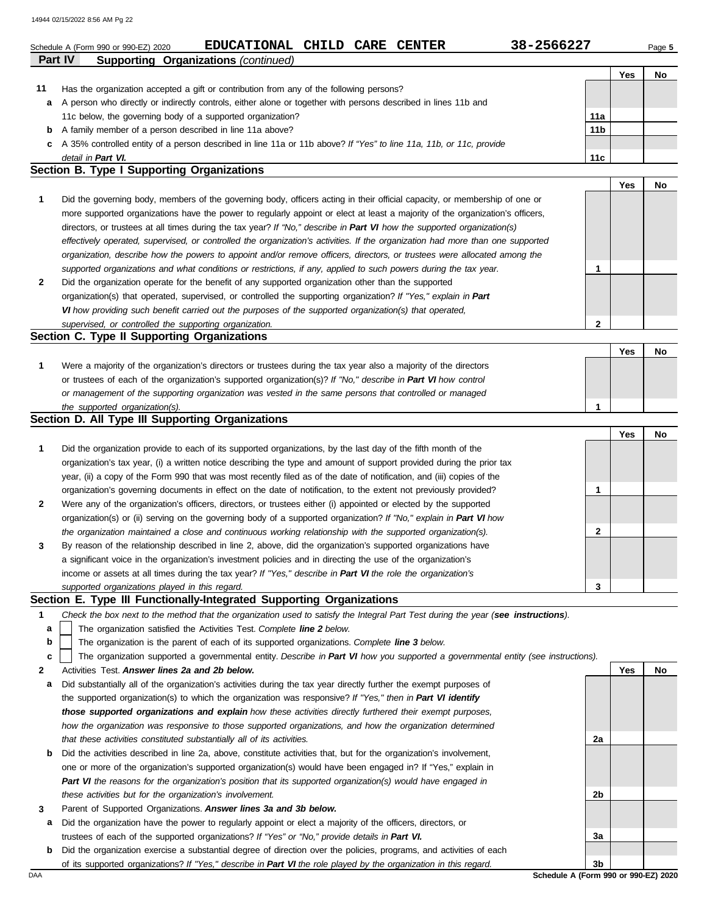Schedule A (Form 990 or 990-EZ) 2020 **EDUCATIONAL CHILD CARE CENTER** **38-2566227**

**Part IV — Supporting Organizations** *(continued)*

| | | | Yes | No |
|---|---|---|---|---|
| **11** | Has the organization accepted a gift or contribution from any of the following persons? | | | |
| **a** | A person who directly or indirectly controls, either alone or together with persons described in lines 11b and 11c below, the governing body of a supported organization? | 11a | | |
| **b** | A family member of a person described in line 11a above? | 11b | | |
| **c** | A 35% controlled entity of a person described in line 11a or 11b above? *If "Yes" to line 11a, 11b, or 11c, provide detail in* ***Part VI.*** | 11c | | |

## Section B. Type I Supporting Organizations

| | | | Yes | No |
|---|---|---|---|---|
| **1** | Did the governing body, members of the governing body, officers acting in their official capacity, or membership of one or more supported organizations have the power to regularly appoint or elect at least a majority of the organization's officers, directors, or trustees at all times during the tax year? *If "No," describe in* ***Part VI*** *how the supported organization(s) effectively operated, supervised, or controlled the organization's activities. If the organization had more than one supported organization, describe how the powers to appoint and/or remove officers, directors, or trustees were allocated among the supported organizations and what conditions or restrictions, if any, applied to such powers during the tax year.* | 1 | | |
| **2** | Did the organization operate for the benefit of any supported organization other than the supported organization(s) that operated, supervised, or controlled the supporting organization? *If "Yes," explain in* ***Part VI*** *how providing such benefit carried out the purposes of the supported organization(s) that operated, supervised, or controlled the supporting organization.* | 2 | | |

## Section C. Type II Supporting Organizations

| | | | Yes | No |
|---|---|---|---|---|
| **1** | Were a majority of the organization's directors or trustees during the tax year also a majority of the directors or trustees of each of the organization's supported organization(s)? *If "No," describe in* ***Part VI*** *how control or management of the supporting organization was vested in the same persons that controlled or managed the supported organization(s).* | 1 | | |

## Section D. All Type III Supporting Organizations

| | | | Yes | No |
|---|---|---|---|---|
| **1** | Did the organization provide to each of its supported organizations, by the last day of the fifth month of the organization's tax year, (i) a written notice describing the type and amount of support provided during the prior tax year, (ii) a copy of the Form 990 that was most recently filed as of the date of notification, and (iii) copies of the organization's governing documents in effect on the date of notification, to the extent not previously provided? | 1 | | |
| **2** | Were any of the organization's officers, directors, or trustees either (i) appointed or elected by the supported organization(s) or (ii) serving on the governing body of a supported organization? *If "No," explain in* ***Part VI*** *how the organization maintained a close and continuous working relationship with the supported organization(s).* | 2 | | |
| **3** | By reason of the relationship described in line 2, above, did the organization's supported organizations have a significant voice in the organization's investment policies and in directing the use of the organization's income or assets at all times during the tax year? *If "Yes," describe in* ***Part VI*** *the role the organization's supported organizations played in this regard.* | 3 | | |

## Section E. Type III Functionally-Integrated Supporting Organizations

**1** *Check the box next to the method that the organization used to satisfy the Integral Part Test during the year (****see instructions****).*

- **a** ☐ The organization satisfied the Activities Test. *Complete* ***line 2*** *below.*
- **b** ☐ The organization is the parent of each of its supported organizations. *Complete* ***line 3*** *below.*
- **c** ☐ The organization supported a governmental entity. *Describe in* ***Part VI*** *how you supported a governmental entity (see instructions).*

| | | | Yes | No |
|---|---|---|---|---|
| **2** | Activities Test. ***Answer lines 2a and 2b below.*** | | | |
| **a** | Did substantially all of the organization's activities during the tax year directly further the exempt purposes of the supported organization(s) to which the organization was responsive? *If "Yes," then in* ***Part VI identify those supported organizations and explain*** *how these activities directly furthered their exempt purposes, how the organization was responsive to those supported organizations, and how the organization determined that these activities constituted substantially all of its activities.* | 2a | | |
| **b** | Did the activities described in line 2a, above, constitute activities that, but for the organization's involvement, one or more of the organization's supported organization(s) would have been engaged in? If "Yes," explain in ***Part VI*** *the reasons for the organization's position that its supported organization(s) would have engaged in these activities but for the organization's involvement.* | 2b | | |
| **3** | Parent of Supported Organizations. ***Answer lines 3a and 3b below.*** | | | |
| **a** | Did the organization have the power to regularly appoint or elect a majority of the officers, directors, or trustees of each of the supported organizations? *If "Yes" or "No," provide details in* ***Part VI.*** | 3a | | |
| **b** | Did the organization exercise a substantial degree of direction over the policies, programs, and activities of each of its supported organizations? *If "Yes," describe in* ***Part VI*** *the role played by the organization in this regard.* | 3b | | |

**Schedule A (Form 990 or 990-EZ) 2020**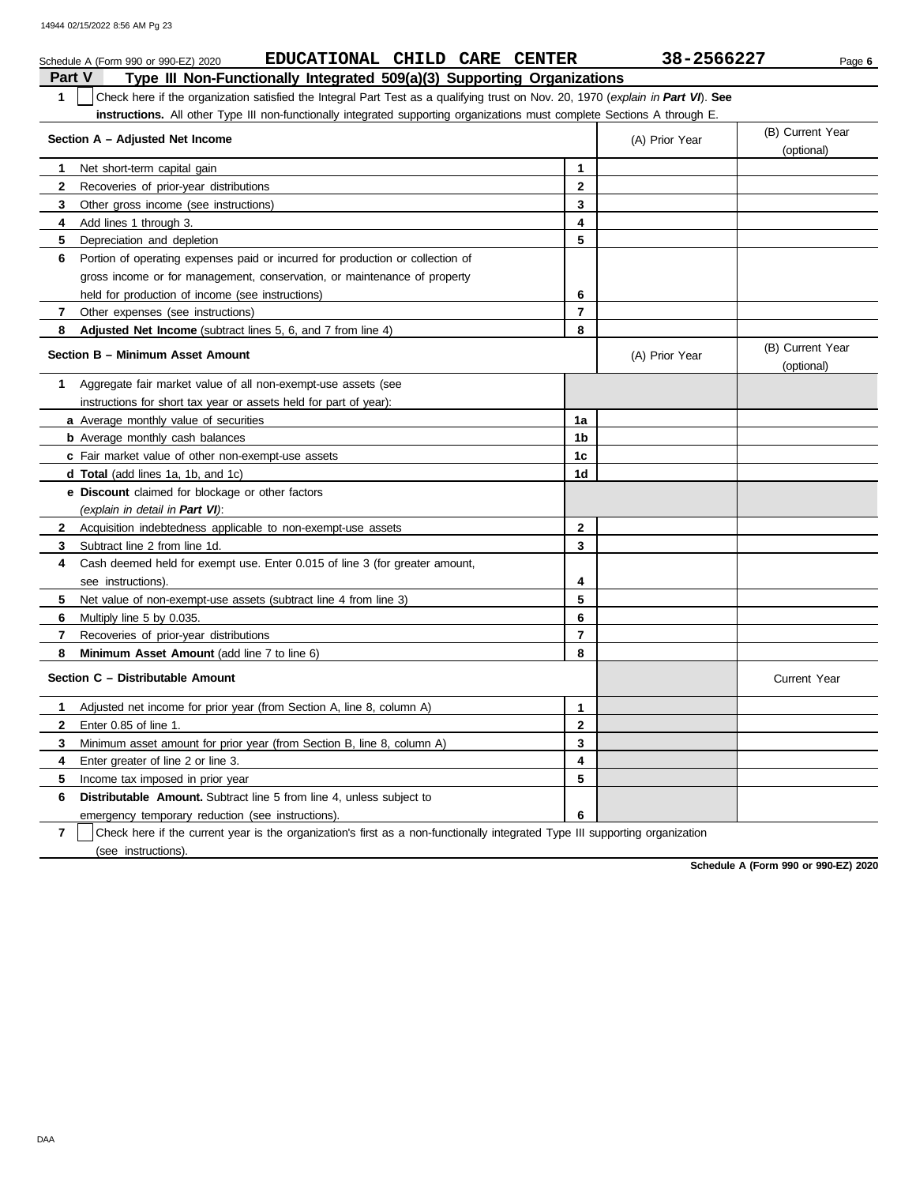Schedule A (Form 990 or 990-EZ) 2020 **EDUCATIONAL CHILD CARE CENTER** **38-2566227** Page **6**

## Part V Type III Non-Functionally Integrated 509(a)(3) Supporting Organizations

**1** ☐ Check here if the organization satisfied the Integral Part Test as a qualifying trust on Nov. 20, 1970 (*explain in* ***Part VI***). **See instructions.** All other Type III non-functionally integrated supporting organizations must complete Sections A through E.

| Section A – Adjusted Net Income | | (A) Prior Year | (B) Current Year (optional) |
|---|---|---|---|
| **1** Net short-term capital gain | **1** | | |
| **2** Recoveries of prior-year distributions | **2** | | |
| **3** Other gross income (see instructions) | **3** | | |
| **4** Add lines 1 through 3. | **4** | | |
| **5** Depreciation and depletion | **5** | | |
| **6** Portion of operating expenses paid or incurred for production or collection of gross income or for management, conservation, or maintenance of property held for production of income (see instructions) | **6** | | |
| **7** Other expenses (see instructions) | **7** | | |
| **8** **Adjusted Net Income** (subtract lines 5, 6, and 7 from line 4) | **8** | | |

| Section B – Minimum Asset Amount | | (A) Prior Year | (B) Current Year (optional) |
|---|---|---|---|
| **1** Aggregate fair market value of all non-exempt-use assets (see instructions for short tax year or assets held for part of year): | | | |
| **a** Average monthly value of securities | **1a** | | |
| **b** Average monthly cash balances | **1b** | | |
| **c** Fair market value of other non-exempt-use assets | **1c** | | |
| **d** **Total** (add lines 1a, 1b, and 1c) | **1d** | | |
| **e** **Discount** claimed for blockage or other factors (*explain in detail in* ***Part VI***): | | | |
| **2** Acquisition indebtedness applicable to non-exempt-use assets | **2** | | |
| **3** Subtract line 2 from line 1d. | **3** | | |
| **4** Cash deemed held for exempt use. Enter 0.015 of line 3 (for greater amount, see instructions). | **4** | | |
| **5** Net value of non-exempt-use assets (subtract line 4 from line 3) | **5** | | |
| **6** Multiply line 5 by 0.035. | **6** | | |
| **7** Recoveries of prior-year distributions | **7** | | |
| **8** **Minimum Asset Amount** (add line 7 to line 6) | **8** | | |

| Section C – Distributable Amount | | | Current Year |
|---|---|---|---|
| **1** Adjusted net income for prior year (from Section A, line 8, column A) | **1** | | |
| **2** Enter 0.85 of line 1. | **2** | | |
| **3** Minimum asset amount for prior year (from Section B, line 8, column A) | **3** | | |
| **4** Enter greater of line 2 or line 3. | **4** | | |
| **5** Income tax imposed in prior year | **5** | | |
| **6** **Distributable Amount.** Subtract line 5 from line 4, unless subject to emergency temporary reduction (see instructions). | **6** | | |

**7** ☐ Check here if the current year is the organization's first as a non-functionally integrated Type III supporting organization (see instructions).

**Schedule A (Form 990 or 990-EZ) 2020**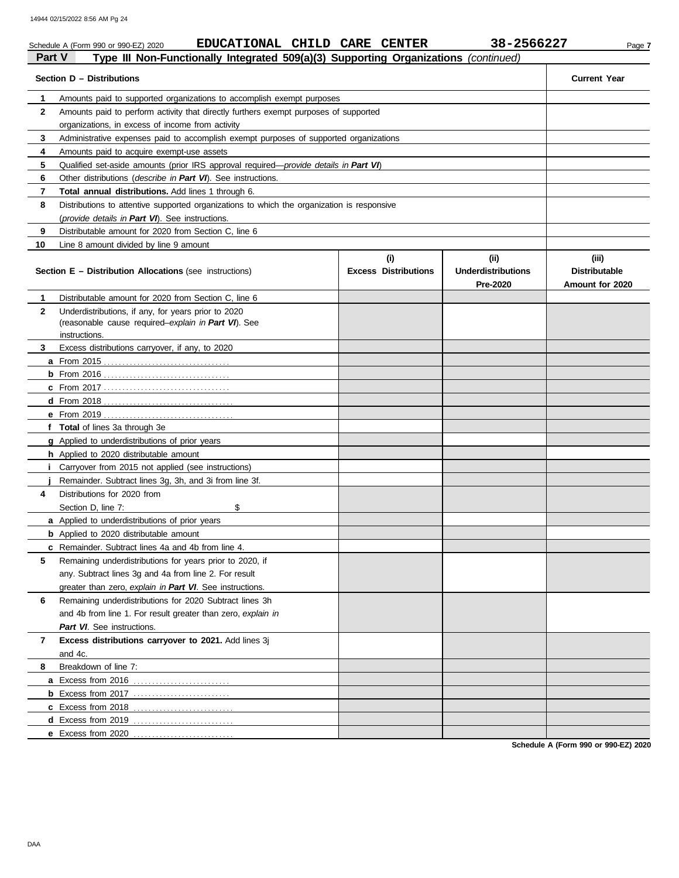Schedule A (Form 990 or 990-EZ) 2020 **EDUCATIONAL CHILD CARE CENTER** **38-2566227** Page **7**

## Part V Type III Non-Functionally Integrated 509(a)(3) Supporting Organizations *(continued)*

| **Section D – Distributions** | | **Current Year** |
|---|---|---|
| 1 | Amounts paid to supported organizations to accomplish exempt purposes | |
| 2 | Amounts paid to perform activity that directly furthers exempt purposes of supported organizations, in excess of income from activity | |
| 3 | Administrative expenses paid to accomplish exempt purposes of supported organizations | |
| 4 | Amounts paid to acquire exempt-use assets | |
| 5 | Qualified set-aside amounts (prior IRS approval required—*provide details in **Part VI***) | |
| 6 | Other distributions (*describe in **Part VI***). See instructions. | |
| 7 | **Total annual distributions.** Add lines 1 through 6. | |
| 8 | Distributions to attentive supported organizations to which the organization is responsive (*provide details in **Part VI***). See instructions. | |
| 9 | Distributable amount for 2020 from Section C, line 6 | |
| 10 | Line 8 amount divided by line 9 amount | |

| **Section E – Distribution Allocations** (see instructions) | | **(i) Excess Distributions** | **(ii) Underdistributions Pre-2020** | **(iii) Distributable Amount for 2020** |
|---|---|---|---|---|
| 1 | Distributable amount for 2020 from Section C, line 6 | | | |
| 2 | Underdistributions, if any, for years prior to 2020 (reasonable cause required–*explain in **Part VI***). See instructions. | | | |
| 3 | Excess distributions carryover, if any, to 2020 | | | |
| a | From 2015 | | | |
| b | From 2016 | | | |
| c | From 2017 | | | |
| d | From 2018 | | | |
| e | From 2019 | | | |
| f | **Total** of lines 3a through 3e | | | |
| g | Applied to underdistributions of prior years | | | |
| h | Applied to 2020 distributable amount | | | |
| i | Carryover from 2015 not applied (see instructions) | | | |
| j | Remainder. Subtract lines 3g, 3h, and 3i from line 3f. | | | |
| 4 | Distributions for 2020 from Section D, line 7: $ | | | |
| a | Applied to underdistributions of prior years | | | |
| b | Applied to 2020 distributable amount | | | |
| c | Remainder. Subtract lines 4a and 4b from line 4. | | | |
| 5 | Remaining underdistributions for years prior to 2020, if any. Subtract lines 3g and 4a from line 2. For result greater than zero, *explain in **Part VI***. See instructions. | | | |
| 6 | Remaining underdistributions for 2020 Subtract lines 3h and 4b from line 1. For result greater than zero, *explain in **Part VI***. See instructions. | | | |
| 7 | **Excess distributions carryover to 2021.** Add lines 3j and 4c. | | | |
| 8 | Breakdown of line 7: | | | |
| a | Excess from 2016 | | | |
| b | Excess from 2017 | | | |
| c | Excess from 2018 | | | |
| d | Excess from 2019 | | | |
| e | Excess from 2020 | | | |

**Schedule A (Form 990 or 990-EZ) 2020**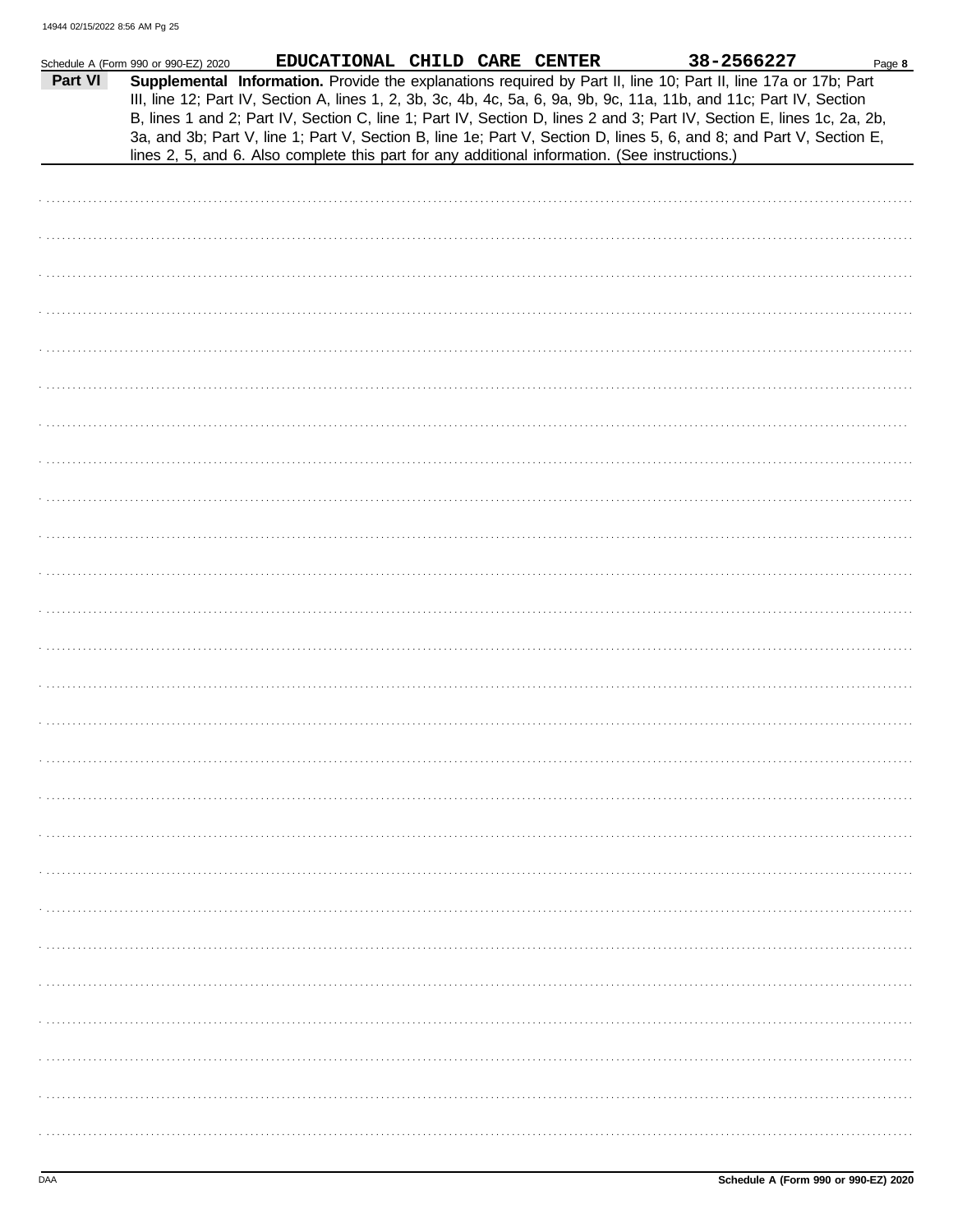Schedule A (Form 990 or 990-EZ) 2020 EDUCATIONAL CHILD CARE CENTER 38-2566227 Page **8**

**Part VI** **Supplemental Information.** Provide the explanations required by Part II, line 10; Part II, line 17a or 17b; Part III, line 12; Part IV, Section A, lines 1, 2, 3b, 3c, 4b, 4c, 5a, 6, 9a, 9b, 9c, 11a, 11b, and 11c; Part IV, Section B, lines 1 and 2; Part IV, Section C, line 1; Part IV, Section D, lines 2 and 3; Part IV, Section E, lines 1c, 2a, 2b, 3a, and 3b; Part V, line 1; Part V, Section B, line 1e; Part V, Section D, lines 5, 6, and 8; and Part V, Section E, lines 2, 5, and 6. Also complete this part for any additional information. (See instructions.)

DAA **Schedule A (Form 990 or 990-EZ) 2020**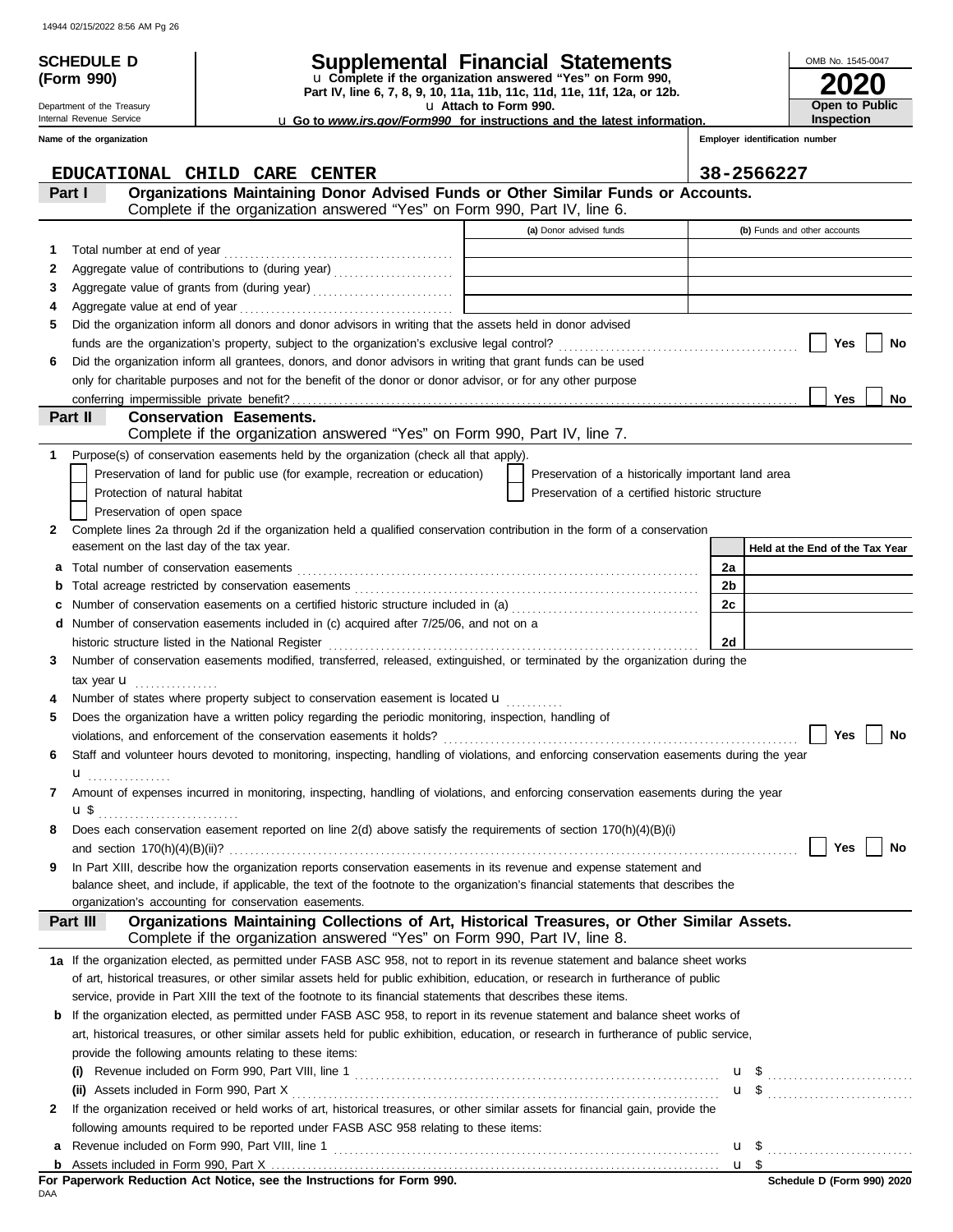**SCHEDULE D (Form 990)**

Department of the Treasury
Internal Revenue Service

# Supplemental Financial Statements

u Complete if the organization answered "Yes" on Form 990, Part IV, line 6, 7, 8, 9, 10, 11a, 11b, 11c, 11d, 11e, 11f, 12a, or 12b.
u Attach to Form 990.
u Go to *www.irs.gov/Form990* for instructions and the latest information.

OMB No. 1545-0047

**2020**

**Open to Public Inspection**

**Name of the organization:** EDUCATIONAL CHILD CARE CENTER

**Employer identification number:** 38-2566227

## Part I — Organizations Maintaining Donor Advised Funds or Other Similar Funds or Accounts.

Complete if the organization answered "Yes" on Form 990, Part IV, line 6.

| | | (a) Donor advised funds | (b) Funds and other accounts |
|---|---|---|---|
| 1 | Total number at end of year | | |
| 2 | Aggregate value of contributions to (during year) | | |
| 3 | Aggregate value of grants from (during year) | | |
| 4 | Aggregate value at end of year | | |

5 Did the organization inform all donors and donor advisors in writing that the assets held in donor advised funds are the organization's property, subject to the organization's exclusive legal control? ☐ Yes ☐ No

6 Did the organization inform all grantees, donors, and donor advisors in writing that grant funds can be used only for charitable purposes and not for the benefit of the donor or donor advisor, or for any other purpose conferring impermissible private benefit? ☐ Yes ☐ No

## Part II — Conservation Easements.

Complete if the organization answered "Yes" on Form 990, Part IV, line 7.

1 Purpose(s) of conservation easements held by the organization (check all that apply).

- ☐ Preservation of land for public use (for example, recreation or education)
- ☐ Protection of natural habitat
- ☐ Preservation of open space
- ☐ Preservation of a historically important land area
- ☐ Preservation of a certified historic structure

2 Complete lines 2a through 2d if the organization held a qualified conservation contribution in the form of a conservation easement on the last day of the tax year.

| | | | Held at the End of the Tax Year |
|---|---|---|---|
| a | Total number of conservation easements | 2a | |
| b | Total acreage restricted by conservation easements | 2b | |
| c | Number of conservation easements on a certified historic structure included in (a) | 2c | |
| d | Number of conservation easements included in (c) acquired after 7/25/06, and not on a historic structure listed in the National Register | 2d | |

3 Number of conservation easements modified, transferred, released, extinguished, or terminated by the organization during the tax year u ................

4 Number of states where property subject to conservation easement is located u ..........

5 Does the organization have a written policy regarding the periodic monitoring, inspection, handling of violations, and enforcement of the conservation easements it holds? ☐ Yes ☐ No

6 Staff and volunteer hours devoted to monitoring, inspecting, handling of violations, and enforcing conservation easements during the year u ................

7 Amount of expenses incurred in monitoring, inspecting, handling of violations, and enforcing conservation easements during the year u $ ..........................

8 Does each conservation easement reported on line 2(d) above satisfy the requirements of section 170(h)(4)(B)(i) and section 170(h)(4)(B)(ii)? ☐ Yes ☐ No

9 In Part XIII, describe how the organization reports conservation easements in its revenue and expense statement and balance sheet, and include, if applicable, the text of the footnote to the organization's financial statements that describes the organization's accounting for conservation easements.

## Part III — Organizations Maintaining Collections of Art, Historical Treasures, or Other Similar Assets.

Complete if the organization answered "Yes" on Form 990, Part IV, line 8.

1a If the organization elected, as permitted under FASB ASC 958, not to report in its revenue statement and balance sheet works of art, historical treasures, or other similar assets held for public exhibition, education, or research in furtherance of public service, provide in Part XIII the text of the footnote to its financial statements that describes these items.

b If the organization elected, as permitted under FASB ASC 958, to report in its revenue statement and balance sheet works of art, historical treasures, or other similar assets held for public exhibition, education, or research in furtherance of public service, provide the following amounts relating to these items:

(i) Revenue included on Form 990, Part VIII, line 1 u $ ..........................

(ii) Assets included in Form 990, Part X u $ ..........................

2 If the organization received or held works of art, historical treasures, or other similar assets for financial gain, provide the following amounts required to be reported under FASB ASC 958 relating to these items:

a Revenue included on Form 990, Part VIII, line 1 u $ ..........................

b Assets included in Form 990, Part X u $

**For Paperwork Reduction Act Notice, see the Instructions for Form 990.**

Schedule D (Form 990) 2020

DAA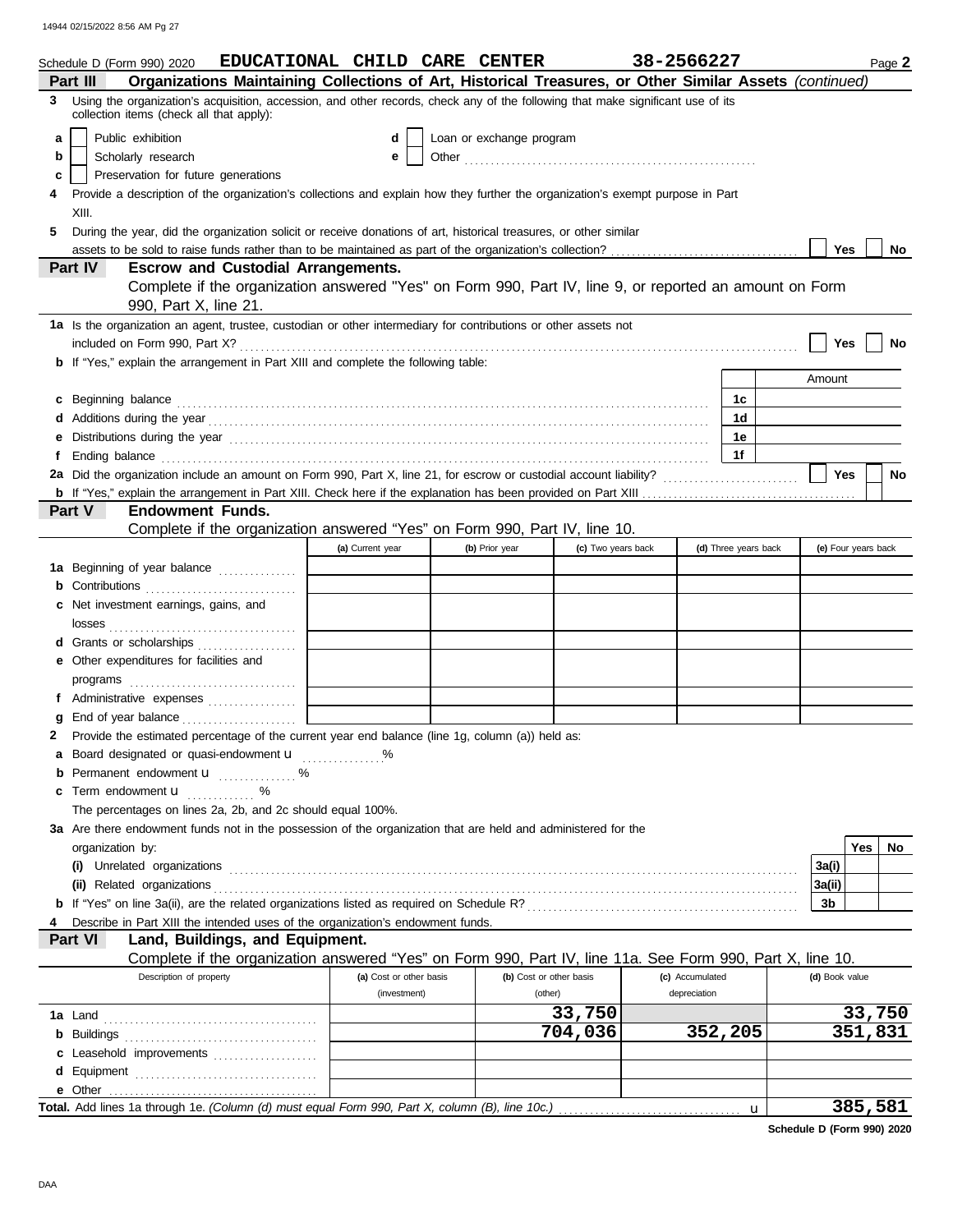Schedule D (Form 990) 2020 EDUCATIONAL CHILD CARE CENTER 38-2566227 Page **2**

**Part III** **Organizations Maintaining Collections of Art, Historical Treasures, or Other Similar Assets** *(continued)*

**3** Using the organization's acquisition, accession, and other records, check any of the following that make significant use of its collection items (check all that apply):

- **a** ☐ Public exhibition
- **b** ☐ Scholarly research
- **c** ☐ Preservation for future generations
- **d** ☐ Loan or exchange program
- **e** ☐ Other

**4** Provide a description of the organization's collections and explain how they further the organization's exempt purpose in Part XIII.

**5** During the year, did the organization solicit or receive donations of art, historical treasures, or other similar assets to be sold to raise funds rather than to be maintained as part of the organization's collection? ☐ Yes ☐ No

**Part IV** **Escrow and Custodial Arrangements.**
Complete if the organization answered "Yes" on Form 990, Part IV, line 9, or reported an amount on Form 990, Part X, line 21.

**1a** Is the organization an agent, trustee, custodian or other intermediary for contributions or other assets not included on Form 990, Part X? ☐ Yes ☐ No

**b** If "Yes," explain the arrangement in Part XIII and complete the following table:

| | | Amount |
|---|---|---|
| **c** Beginning balance | 1c | |
| **d** Additions during the year | 1d | |
| **e** Distributions during the year | 1e | |
| **f** Ending balance | 1f | |

**2a** Did the organization include an amount on Form 990, Part X, line 21, for escrow or custodial account liability? ☐ Yes ☐ No

**b** If "Yes," explain the arrangement in Part XIII. Check here if the explanation has been provided on Part XIII ☐

**Part V** **Endowment Funds.**
Complete if the organization answered "Yes" on Form 990, Part IV, line 10.

| | (a) Current year | (b) Prior year | (c) Two years back | (d) Three years back | (e) Four years back |
|---|---|---|---|---|---|
| **1a** Beginning of year balance | | | | | |
| **b** Contributions | | | | | |
| **c** Net investment earnings, gains, and losses | | | | | |
| **d** Grants or scholarships | | | | | |
| **e** Other expenditures for facilities and programs | | | | | |
| **f** Administrative expenses | | | | | |
| **g** End of year balance | | | | | |

**2** Provide the estimated percentage of the current year end balance (line 1g, column (a)) held as:

- **a** Board designated or quasi-endowment u ............... %
- **b** Permanent endowment u ............... %
- **c** Term endowment u ............. %

The percentages on lines 2a, 2b, and 2c should equal 100%.

**3a** Are there endowment funds not in the possession of the organization that are held and administered for the organization by:

| | | Yes | No |
|---|---|---|---|
| **(i)** Unrelated organizations | 3a(i) | | |
| **(ii)** Related organizations | 3a(ii) | | |
| **b** If "Yes" on line 3a(ii), are the related organizations listed as required on Schedule R? | 3b | | |

**4** Describe in Part XIII the intended uses of the organization's endowment funds.

**Part VI** **Land, Buildings, and Equipment.**
Complete if the organization answered "Yes" on Form 990, Part IV, line 11a. See Form 990, Part X, line 10.

| Description of property | (a) Cost or other basis (investment) | (b) Cost or other basis (other) | (c) Accumulated depreciation | (d) Book value |
|---|---|---|---|---|
| **1a** Land | | 33,750 | | 33,750 |
| **b** Buildings | | 704,036 | 352,205 | 351,831 |
| **c** Leasehold improvements | | | | |
| **d** Equipment | | | | |
| **e** Other | | | | |
| **Total.** Add lines 1a through 1e. *(Column (d) must equal Form 990, Part X, column (B), line 10c.)* u | | | | 385,581 |

**Schedule D (Form 990) 2020**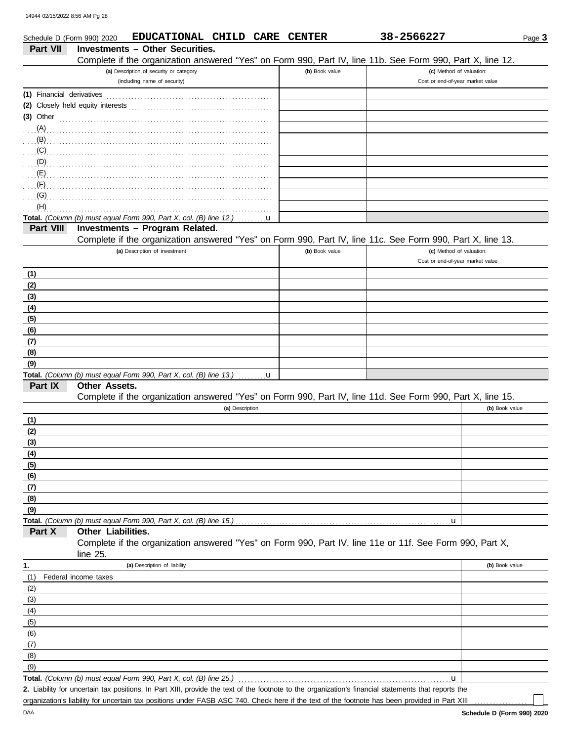Schedule D (Form 990) 2020 **EDUCATIONAL CHILD CARE CENTER** **38-2566227** Page **3**

## Part VII Investments – Other Securities.

Complete if the organization answered "Yes" on Form 990, Part IV, line 11b. See Form 990, Part X, line 12.

| (a) Description of security or category (including name of security) | (b) Book value | (c) Method of valuation: Cost or end-of-year market value |
|---|---|---|
| (1) Financial derivatives | | |
| (2) Closely held equity interests | | |
| (3) Other | | |
| (A) | | |
| (B) | | |
| (C) | | |
| (D) | | |
| (E) | | |
| (F) | | |
| (G) | | |
| (H) | | |
| **Total.** *(Column (b) must equal Form 990, Part X, col. (B) line 12.)* u | | |

## Part VIII Investments – Program Related.

Complete if the organization answered "Yes" on Form 990, Part IV, line 11c. See Form 990, Part X, line 13.

| (a) Description of investment | (b) Book value | (c) Method of valuation: Cost or end-of-year market value |
|---|---|---|
| (1) | | |
| (2) | | |
| (3) | | |
| (4) | | |
| (5) | | |
| (6) | | |
| (7) | | |
| (8) | | |
| (9) | | |
| **Total.** *(Column (b) must equal Form 990, Part X, col. (B) line 13.)* u | | |

## Part IX Other Assets.

Complete if the organization answered "Yes" on Form 990, Part IV, line 11d. See Form 990, Part X, line 15.

| (a) Description | (b) Book value |
|---|---|
| (1) | |
| (2) | |
| (3) | |
| (4) | |
| (5) | |
| (6) | |
| (7) | |
| (8) | |
| (9) | |
| **Total.** *(Column (b) must equal Form 990, Part X, col. (B) line 15.)* u | |

## Part X Other Liabilities.

Complete if the organization answered "Yes" on Form 990, Part IV, line 11e or 11f. See Form 990, Part X, line 25.

| 1. (a) Description of liability | (b) Book value |
|---|---|
| (1) Federal income taxes | |
| (2) | |
| (3) | |
| (4) | |
| (5) | |
| (6) | |
| (7) | |
| (8) | |
| (9) | |
| **Total.** *(Column (b) must equal Form 990, Part X, col. (B) line 25.)* u | |

**2.** Liability for uncertain tax positions. In Part XIII, provide the text of the footnote to the organization's financial statements that reports the organization's liability for uncertain tax positions under FASB ASC 740. Check here if the text of the footnote has been provided in Part XIII ☐

DAA **Schedule D (Form 990) 2020**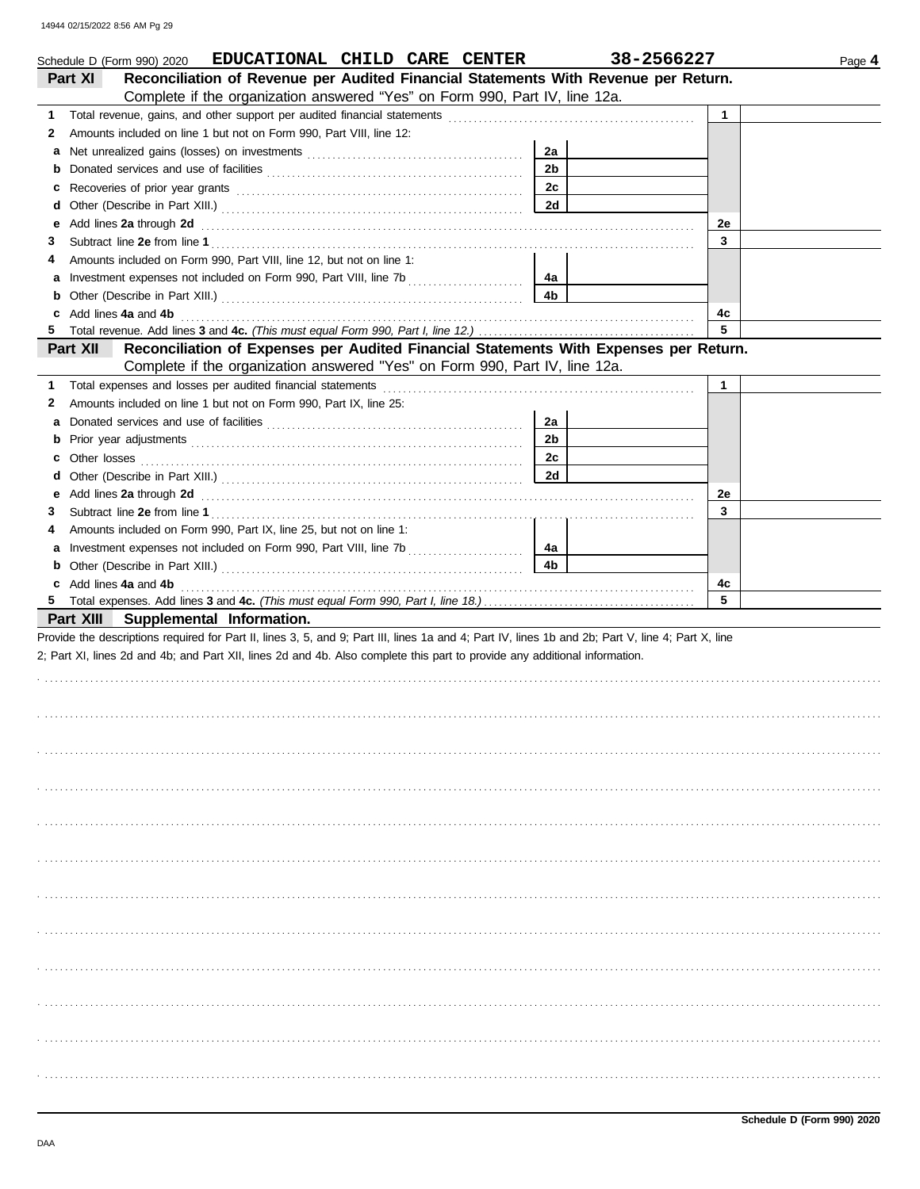Schedule D (Form 990) 2020 **EDUCATIONAL CHILD CARE CENTER** **38-2566227** Page **4**

## Part XI Reconciliation of Revenue per Audited Financial Statements With Revenue per Return.

Complete if the organization answered "Yes" on Form 990, Part IV, line 12a.

| | | | | | |
|---|---|---|---|---|---|
| 1 | Total revenue, gains, and other support per audited financial statements | | | 1 | |
| 2 | Amounts included on line 1 but not on Form 990, Part VIII, line 12: | | | | |
| a | Net unrealized gains (losses) on investments | 2a | | | |
| b | Donated services and use of facilities | 2b | | | |
| c | Recoveries of prior year grants | 2c | | | |
| d | Other (Describe in Part XIII.) | 2d | | | |
| e | Add lines **2a** through **2d** | | | 2e | |
| 3 | Subtract line **2e** from line **1** | | | 3 | |
| 4 | Amounts included on Form 990, Part VIII, line 12, but not on line 1: | | | | |
| a | Investment expenses not included on Form 990, Part VIII, line 7b | 4a | | | |
| b | Other (Describe in Part XIII.) | 4b | | | |
| c | Add lines **4a** and **4b** | | | 4c | |
| 5 | Total revenue. Add lines **3** and **4c.** *(This must equal Form 990, Part I, line 12.)* | | | 5 | |

## Part XII Reconciliation of Expenses per Audited Financial Statements With Expenses per Return.

Complete if the organization answered "Yes" on Form 990, Part IV, line 12a.

| | | | | | |
|---|---|---|---|---|---|
| 1 | Total expenses and losses per audited financial statements | | | 1 | |
| 2 | Amounts included on line 1 but not on Form 990, Part IX, line 25: | | | | |
| a | Donated services and use of facilities | 2a | | | |
| b | Prior year adjustments | 2b | | | |
| c | Other losses | 2c | | | |
| d | Other (Describe in Part XIII.) | 2d | | | |
| e | Add lines **2a** through **2d** | | | 2e | |
| 3 | Subtract line **2e** from line **1** | | | 3 | |
| 4 | Amounts included on Form 990, Part IX, line 25, but not on line 1: | | | | |
| a | Investment expenses not included on Form 990, Part VIII, line 7b | 4a | | | |
| b | Other (Describe in Part XIII.) | 4b | | | |
| c | Add lines **4a** and **4b** | | | 4c | |
| 5 | Total expenses. Add lines **3** and **4c.** *(This must equal Form 990, Part I, line 18.)* | | | 5 | |

## Part XIII Supplemental Information.

Provide the descriptions required for Part II, lines 3, 5, and 9; Part III, lines 1a and 4; Part IV, lines 1b and 2b; Part V, line 4; Part X, line 2; Part XI, lines 2d and 4b; and Part XII, lines 2d and 4b. Also complete this part to provide any additional information.

**Schedule D (Form 990) 2020**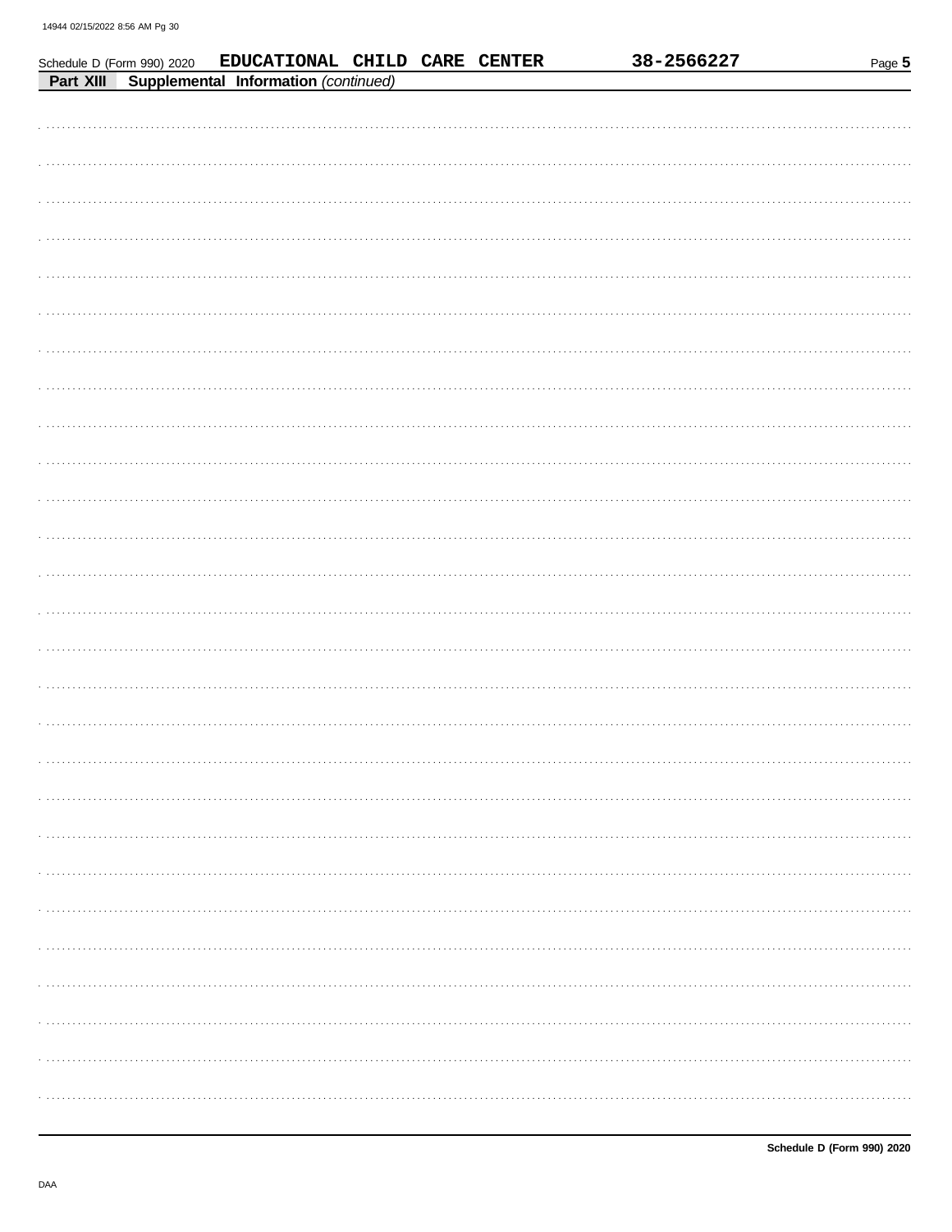Schedule D (Form 990) 2020 EDUCATIONAL CHILD CARE CENTER 38-2566227

**Part XIII Supplemental Information** *(continued)*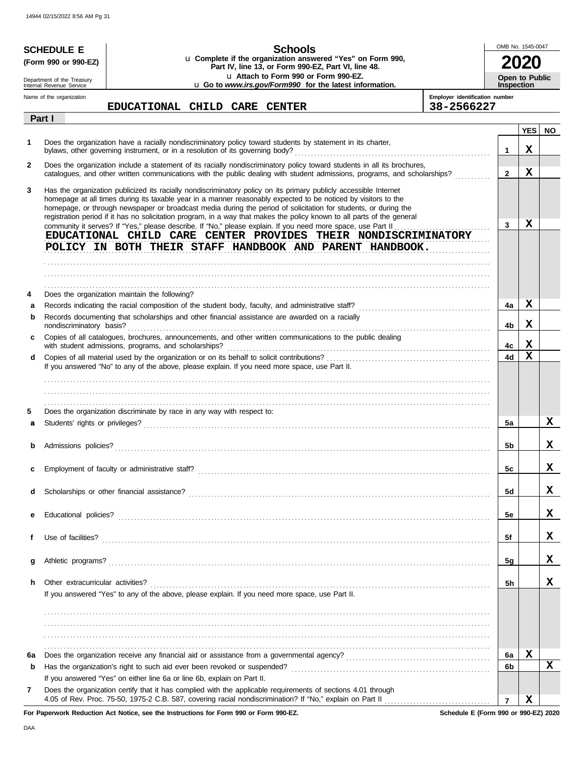**SCHEDULE E**
**(Form 990 or 990-EZ)**

Department of the Treasury
Internal Revenue Service

# Schools

u **Complete if the organization answered "Yes" on Form 990, Part IV, line 13, or Form 990-EZ, Part VI, line 48.**
u **Attach to Form 990 or Form 990-EZ.**
u **Go to *www.irs.gov/Form990* for the latest information.**

OMB No. 1545-0047
**2020**
**Open to Public Inspection**

Name of the organization: **EDUCATIONAL CHILD CARE CENTER**
Employer identification number: **38-2566227**

**Part I**

| | | | YES | NO |
|---|---|---|---|---|
| **1** | Does the organization have a racially nondiscriminatory policy toward students by statement in its charter, bylaws, other governing instrument, or in a resolution of its governing body? | 1 | X | |
| **2** | Does the organization include a statement of its racially nondiscriminatory policy toward students in all its brochures, catalogues, and other written communications with the public dealing with student admissions, programs, and scholarships? | 2 | X | |
| **3** | Has the organization publicized its racially nondiscriminatory policy on its primary publicly accessible Internet homepage at all times during its taxable year in a manner reasonably expected to be noticed by visitors to the homepage, or through newspaper or broadcast media during the period of solicitation for students, or during the registration period if it has no solicitation program, in a way that makes the policy known to all parts of the general community it serves? If "Yes," please describe. If "No," please explain. If you need more space, use Part II | 3 | X | |
| | EDUCATIONAL CHILD CARE CENTER PROVIDES THEIR NONDISCRIMINATORY POLICY IN BOTH THEIR STAFF HANDBOOK AND PARENT HANDBOOK. | | | |
| **4** | Does the organization maintain the following? | | | |
| **a** | Records indicating the racial composition of the student body, faculty, and administrative staff? | 4a | X | |
| **b** | Records documenting that scholarships and other financial assistance are awarded on a racially nondiscriminatory basis? | 4b | X | |
| **c** | Copies of all catalogues, brochures, announcements, and other written communications to the public dealing with student admissions, programs, and scholarships? | 4c | X | |
| **d** | Copies of all material used by the organization or on its behalf to solicit contributions? | 4d | X | |
| | If you answered "No" to any of the above, please explain. If you need more space, use Part II. | | | |
| **5** | Does the organization discriminate by race in any way with respect to: | | | |
| **a** | Students' rights or privileges? | 5a | | X |
| **b** | Admissions policies? | 5b | | X |
| **c** | Employment of faculty or administrative staff? | 5c | | X |
| **d** | Scholarships or other financial assistance? | 5d | | X |
| **e** | Educational policies? | 5e | | X |
| **f** | Use of facilities? | 5f | | X |
| **g** | Athletic programs? | 5g | | X |
| **h** | Other extracurricular activities? | 5h | | X |
| | If you answered "Yes" to any of the above, please explain. If you need more space, use Part II. | | | |
| **6a** | Does the organization receive any financial aid or assistance from a governmental agency? | 6a | X | |
| **b** | Has the organization's right to such aid ever been revoked or suspended? | 6b | | X |
| | If you answered "Yes" on either line 6a or line 6b, explain on Part II. | | | |
| **7** | Does the organization certify that it has complied with the applicable requirements of sections 4.01 through 4.05 of Rev. Proc. 75-50, 1975-2 C.B. 587, covering racial nondiscrimination? If "No," explain on Part II | 7 | X | |

**For Paperwork Reduction Act Notice, see the Instructions for Form 990 or Form 990-EZ.**
**Schedule E (Form 990 or 990-EZ) 2020**

DAA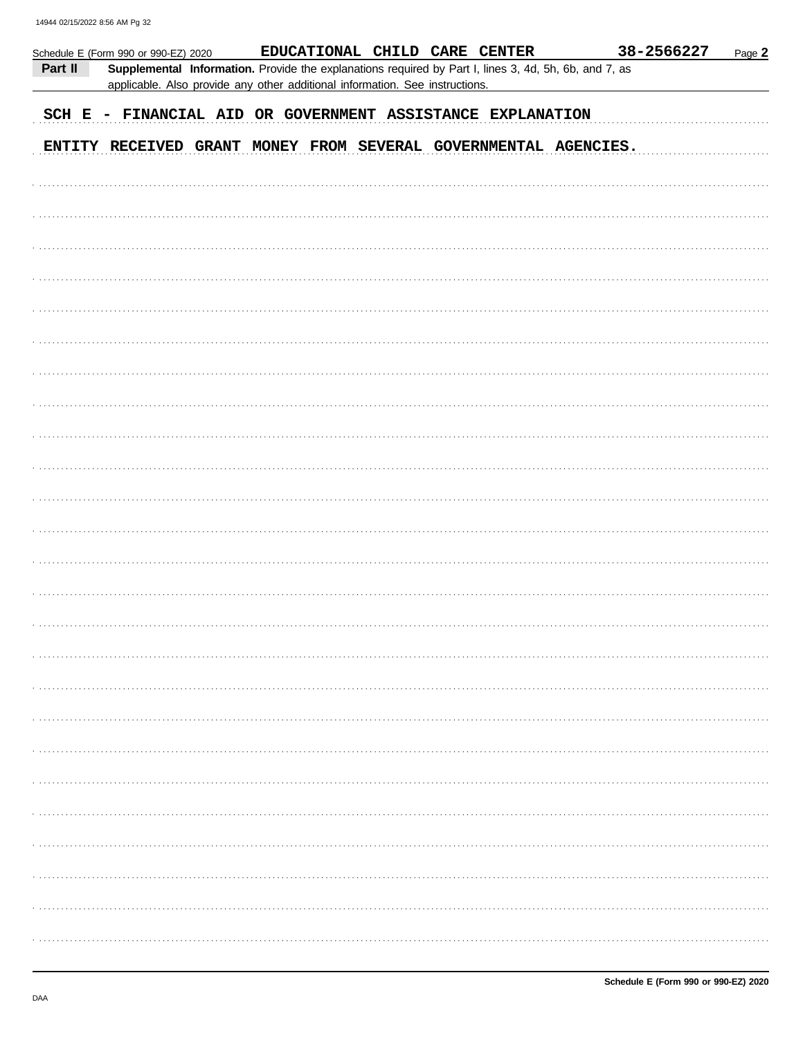Schedule E (Form 990 or 990-EZ) 2020 EDUCATIONAL CHILD CARE CENTER 38-2566227 Page **2**

**Part II** **Supplemental Information.** Provide the explanations required by Part I, lines 3, 4d, 5h, 6b, and 7, as applicable. Also provide any other additional information. See instructions.

SCH E - FINANCIAL AID OR GOVERNMENT ASSISTANCE EXPLANATION

ENTITY RECEIVED GRANT MONEY FROM SEVERAL GOVERNMENTAL AGENCIES.

**Schedule E (Form 990 or 990-EZ) 2020**

DAA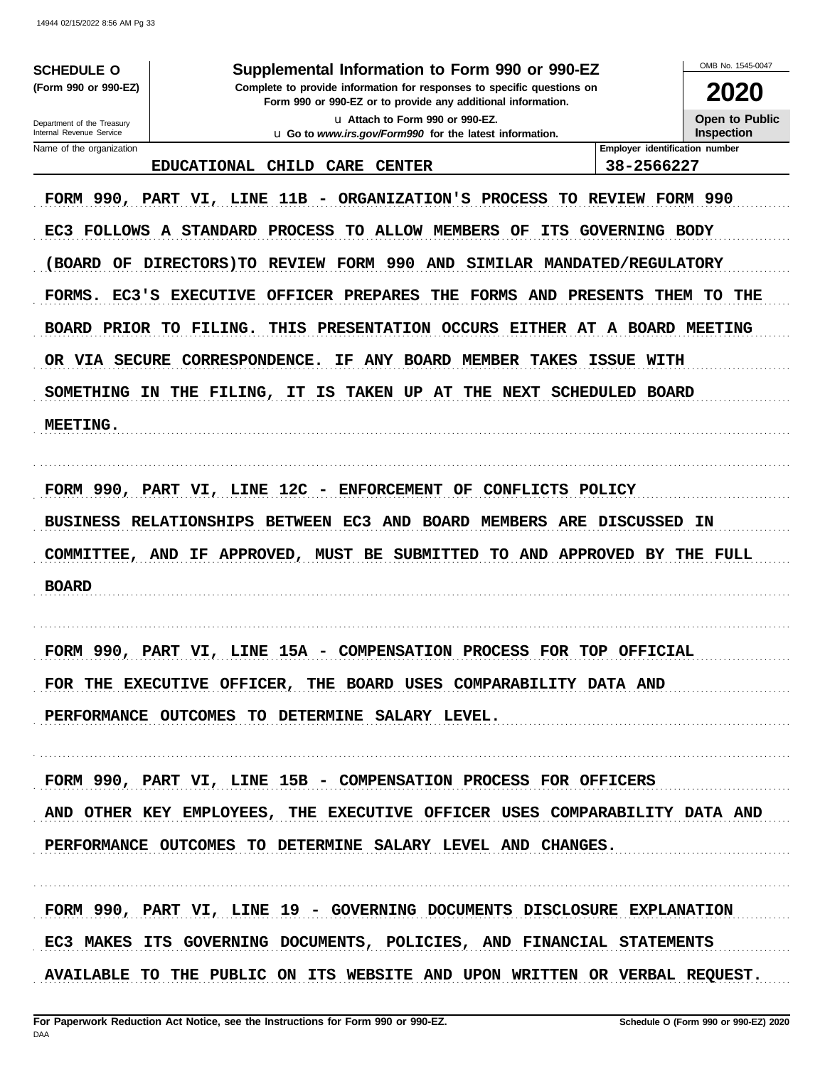**SCHEDULE O**
**(Form 990 or 990-EZ)**

Department of the Treasury
Internal Revenue Service

# Supplemental Information to Form 990 or 990-EZ

**Complete to provide information for responses to specific questions on Form 990 or 990-EZ or to provide any additional information.**

u Attach to Form 990 or 990-EZ.
u Go to *www.irs.gov/Form990* for the latest information.

OMB No. 1545-0047

**2020**

**Open to Public Inspection**

| Name of the organization | Employer identification number |
|---|---|
| EDUCATIONAL CHILD CARE CENTER | 38-2566227 |

FORM 990, PART VI, LINE 11B - ORGANIZATION'S PROCESS TO REVIEW FORM 990

EC3 FOLLOWS A STANDARD PROCESS TO ALLOW MEMBERS OF ITS GOVERNING BODY (BOARD OF DIRECTORS)TO REVIEW FORM 990 AND SIMILAR MANDATED/REGULATORY FORMS. EC3'S EXECUTIVE OFFICER PREPARES THE FORMS AND PRESENTS THEM TO THE BOARD PRIOR TO FILING. THIS PRESENTATION OCCURS EITHER AT A BOARD MEETING OR VIA SECURE CORRESPONDENCE. IF ANY BOARD MEMBER TAKES ISSUE WITH SOMETHING IN THE FILING, IT IS TAKEN UP AT THE NEXT SCHEDULED BOARD MEETING.

FORM 990, PART VI, LINE 12C - ENFORCEMENT OF CONFLICTS POLICY

BUSINESS RELATIONSHIPS BETWEEN EC3 AND BOARD MEMBERS ARE DISCUSSED IN COMMITTEE, AND IF APPROVED, MUST BE SUBMITTED TO AND APPROVED BY THE FULL BOARD

FORM 990, PART VI, LINE 15A - COMPENSATION PROCESS FOR TOP OFFICIAL

FOR THE EXECUTIVE OFFICER, THE BOARD USES COMPARABILITY DATA AND PERFORMANCE OUTCOMES TO DETERMINE SALARY LEVEL.

FORM 990, PART VI, LINE 15B - COMPENSATION PROCESS FOR OFFICERS

AND OTHER KEY EMPLOYEES, THE EXECUTIVE OFFICER USES COMPARABILITY DATA AND PERFORMANCE OUTCOMES TO DETERMINE SALARY LEVEL AND CHANGES.

FORM 990, PART VI, LINE 19 - GOVERNING DOCUMENTS DISCLOSURE EXPLANATION

EC3 MAKES ITS GOVERNING DOCUMENTS, POLICIES, AND FINANCIAL STATEMENTS AVAILABLE TO THE PUBLIC ON ITS WEBSITE AND UPON WRITTEN OR VERBAL REQUEST.

**For Paperwork Reduction Act Notice, see the Instructions for Form 990 or 990-EZ.**
DAA
**Schedule O (Form 990 or 990-EZ) 2020**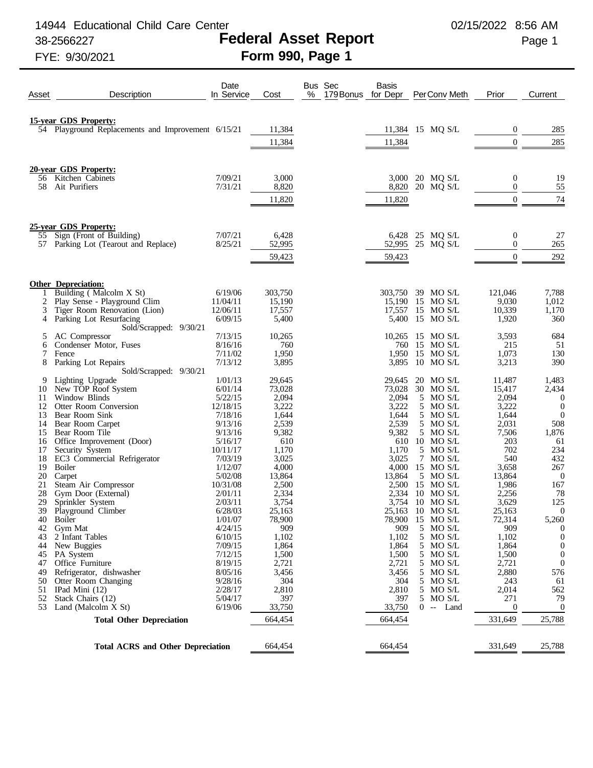14944 Educational Child Care Center
38-2566227
FYE: 9/30/2021

02/15/2022 8:56 AM

# Federal Asset Report
## Form 990, Page 1

| Asset | Description | Date In Service | Cost | Bus % | Sec 179 Bonus | Basis for Depr | Per | Conv | Meth | Prior | Current |
|---|---|---|---|---|---|---|---|---|---|---|---|
| | **15-year GDS Property:** | | | | | | | | | | |
| 54 | Playground Replacements and Improvement | 6/15/21 | 11,384 | | | 11,384 | 15 | MQ | S/L | 0 | 285 |
| | | | 11,384 | | | 11,384 | | | | 0 | 285 |
| | **20-year GDS Property:** | | | | | | | | | | |
| 56 | Kitchen Cabinets | 7/09/21 | 3,000 | | | 3,000 | 20 | MQ | S/L | 0 | 19 |
| 58 | Ait Purifiers | 7/31/21 | 8,820 | | | 8,820 | 20 | MQ | S/L | 0 | 55 |
| | | | 11,820 | | | 11,820 | | | | 0 | 74 |
| | **25-year GDS Property:** | | | | | | | | | | |
| 55 | Sign (Front of Building) | 7/07/21 | 6,428 | | | 6,428 | 25 | MQ | S/L | 0 | 27 |
| 57 | Parking Lot (Tearout and Replace) | 8/25/21 | 52,995 | | | 52,995 | 25 | MQ | S/L | 0 | 265 |
| | | | 59,423 | | | 59,423 | | | | 0 | 292 |
| | **Other Depreciation:** | | | | | | | | | | |
| 1 | Building ( Malcolm X St) | 6/19/06 | 303,750 | | | 303,750 | 39 | MO | S/L | 121,046 | 7,788 |
| 2 | Play Sense - Playground Clim | 11/04/11 | 15,190 | | | 15,190 | 15 | MO | S/L | 9,030 | 1,012 |
| 3 | Tiger Room Renovation (Lion) | 12/06/11 | 17,557 | | | 17,557 | 15 | MO | S/L | 10,339 | 1,170 |
| 4 | Parking Lot Resurfacing<br>Sold/Scrapped: 9/30/21 | 6/09/15 | 5,400 | | | 5,400 | 15 | MO | S/L | 1,920 | 360 |
| 5 | AC Compressor | 7/13/15 | 10,265 | | | 10,265 | 15 | MO | S/L | 3,593 | 684 |
| 6 | Condenser Motor, Fuses | 8/16/16 | 760 | | | 760 | 15 | MO | S/L | 215 | 51 |
| 7 | Fence | 7/11/02 | 1,950 | | | 1,950 | 15 | MO | S/L | 1,073 | 130 |
| 8 | Parking Lot Repairs<br>Sold/Scrapped: 9/30/21 | 7/13/12 | 3,895 | | | 3,895 | 10 | MO | S/L | 3,213 | 390 |
| 9 | Lighting Upgrade | 1/01/13 | 29,645 | | | 29,645 | 20 | MO | S/L | 11,487 | 1,483 |
| 10 | New TOP Roof System | 6/01/14 | 73,028 | | | 73,028 | 30 | MO | S/L | 15,417 | 2,434 |
| 11 | Window Blinds | 5/22/15 | 2,094 | | | 2,094 | 5 | MO | S/L | 2,094 | 0 |
| 12 | Otter Room Conversion | 12/18/15 | 3,222 | | | 3,222 | 5 | MO | S/L | 3,222 | 0 |
| 13 | Bear Room Sink | 7/18/16 | 1,644 | | | 1,644 | 5 | MO | S/L | 1,644 | 0 |
| 14 | Bear Room Carpet | 9/13/16 | 2,539 | | | 2,539 | 5 | MO | S/L | 2,031 | 508 |
| 15 | Bear Room Tile | 9/13/16 | 9,382 | | | 9,382 | 5 | MO | S/L | 7,506 | 1,876 |
| 16 | Office Improvement (Door) | 5/16/17 | 610 | | | 610 | 10 | MO | S/L | 203 | 61 |
| 17 | Security System | 10/11/17 | 1,170 | | | 1,170 | 5 | MO | S/L | 702 | 234 |
| 18 | EC3 Commercial Refrigerator | 7/03/19 | 3,025 | | | 3,025 | 7 | MO | S/L | 540 | 432 |
| 19 | Boiler | 1/12/07 | 4,000 | | | 4,000 | 15 | MO | S/L | 3,658 | 267 |
| 20 | Carpet | 5/02/08 | 13,864 | | | 13,864 | 5 | MO | S/L | 13,864 | 0 |
| 21 | Steam Air Compressor | 10/31/08 | 2,500 | | | 2,500 | 15 | MO | S/L | 1,986 | 167 |
| 28 | Gym Door (External) | 2/01/11 | 2,334 | | | 2,334 | 10 | MO | S/L | 2,256 | 78 |
| 29 | Sprinkler System | 2/03/11 | 3,754 | | | 3,754 | 10 | MO | S/L | 3,629 | 125 |
| 39 | Playground Climber | 6/28/03 | 25,163 | | | 25,163 | 10 | MO | S/L | 25,163 | 0 |
| 40 | Boiler | 1/01/07 | 78,900 | | | 78,900 | 15 | MO | S/L | 72,314 | 5,260 |
| 42 | Gym Mat | 4/24/15 | 909 | | | 909 | 5 | MO | S/L | 909 | 0 |
| 43 | 2 Infant Tables | 6/10/15 | 1,102 | | | 1,102 | 5 | MO | S/L | 1,102 | 0 |
| 44 | New Buggies | 7/09/15 | 1,864 | | | 1,864 | 5 | MO | S/L | 1,864 | 0 |
| 45 | PA System | 7/12/15 | 1,500 | | | 1,500 | 5 | MO | S/L | 1,500 | 0 |
| 47 | Office Furniture | 8/19/15 | 2,721 | | | 2,721 | 5 | MO | S/L | 2,721 | 0 |
| 49 | Refrigerator, dishwasher | 8/05/16 | 3,456 | | | 3,456 | 5 | MO | S/L | 2,880 | 576 |
| 50 | Otter Room Changing | 9/28/16 | 304 | | | 304 | 5 | MO | S/L | 243 | 61 |
| 51 | IPad Mini (12) | 2/28/17 | 2,810 | | | 2,810 | 5 | MO | S/L | 2,014 | 562 |
| 52 | Stack Chairs (12) | 5/04/17 | 397 | | | 397 | 5 | MO | S/L | 271 | 79 |
| 53 | Land (Malcolm X St) | 6/19/06 | 33,750 | | | 33,750 | 0 | -- | Land | 0 | 0 |
| | **Total Other Depreciation** | | 664,454 | | | 664,454 | | | | 331,649 | 25,788 |
| | **Total ACRS and Other Depreciation** | | 664,454 | | | 664,454 | | | | 331,649 | 25,788 |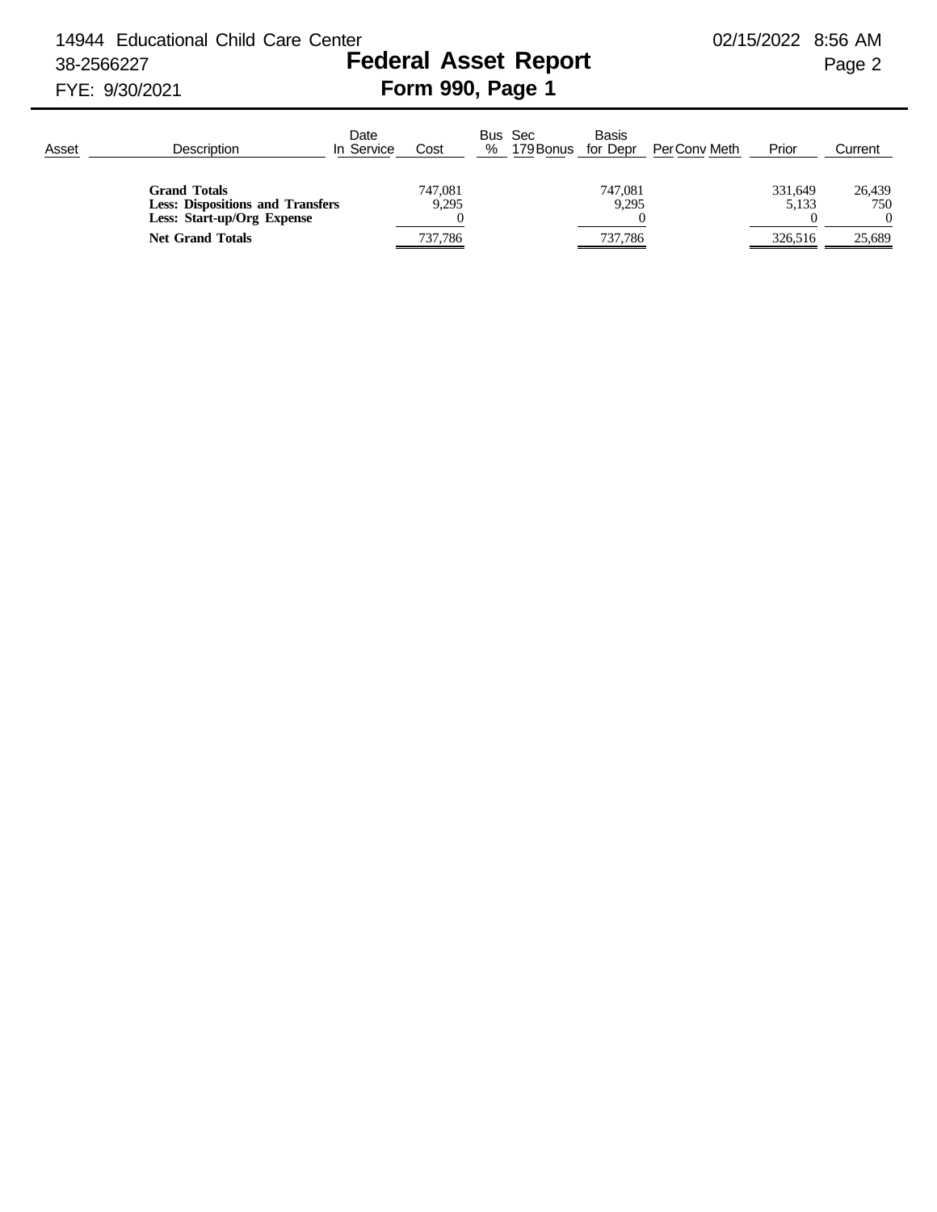14944 Educational Child Care Center
38-2566227
FYE: 9/30/2021

# Federal Asset Report
## Form 990, Page 1

| Asset | Description | Date In Service | Cost | Bus % | Sec 179 | Bonus | Basis for Depr | Per | Conv | Meth | Prior | Current |
|---|---|---|---|---|---|---|---|---|---|---|---|---|
| | **Grand Totals** | | 747,081 | | | | 747,081 | | | | 331,649 | 26,439 |
| | **Less: Dispositions and Transfers** | | 9,295 | | | | 9,295 | | | | 5,133 | 750 |
| | **Less: Start-up/Org Expense** | | 0 | | | | 0 | | | | 0 | 0 |
| | **Net Grand Totals** | | 737,786 | | | | 737,786 | | | | 326,516 | 25,689 |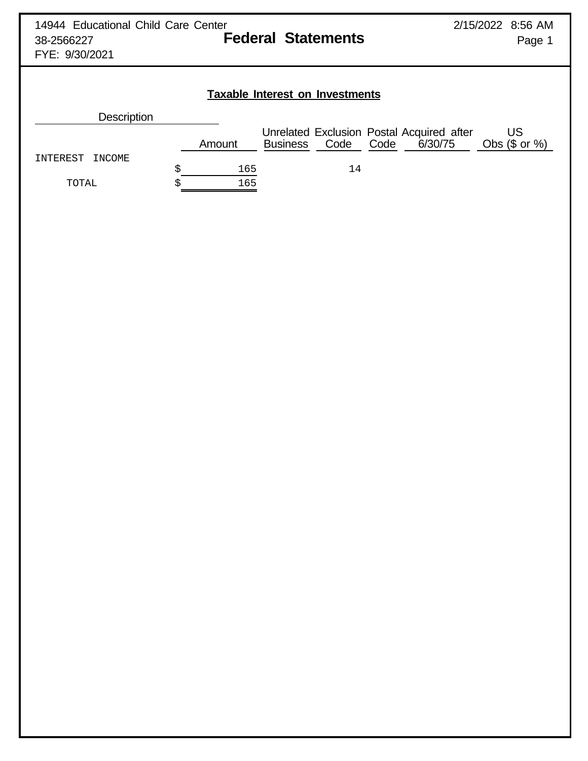14944 Educational Child Care Center
38-2566227
FYE: 9/30/2021

# Federal Statements

## Taxable Interest on Investments

| Description | Amount | Unrelated Business | Exclusion Code | Postal Code | Acquired after 6/30/75 | US Obs ($ or %) |
|---|---|---|---|---|---|---|
| INTEREST INCOME | $ 165 | | 14 | | | |
| TOTAL | $ 165 | | | | | |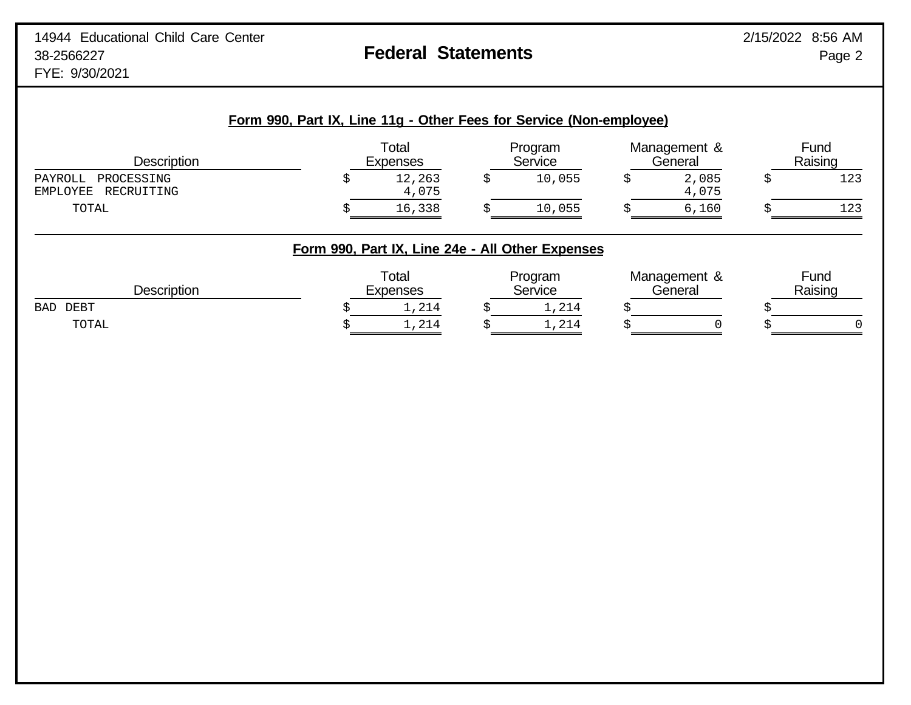14944 Educational Child Care Center
38-2566227
FYE: 9/30/2021

# Federal Statements

## Form 990, Part IX, Line 11g - Other Fees for Service (Non-employee)

| Description | Total Expenses | Program Service | Management & General | Fund Raising |
|---|---|---|---|---|
| PAYROLL PROCESSING | $ 12,263 | $ 10,055 | $ 2,085 | $ 123 |
| EMPLOYEE RECRUITING | 4,075 | | 4,075 | |
| TOTAL | $ 16,338 | $ 10,055 | $ 6,160 | $ 123 |

## Form 990, Part IX, Line 24e - All Other Expenses

| Description | Total Expenses | Program Service | Management & General | Fund Raising |
|---|---|---|---|---|
| BAD DEBT | $ 1,214 | $ 1,214 | $ | $ |
| TOTAL | $ 1,214 | $ 1,214 | $ 0 | $ 0 |